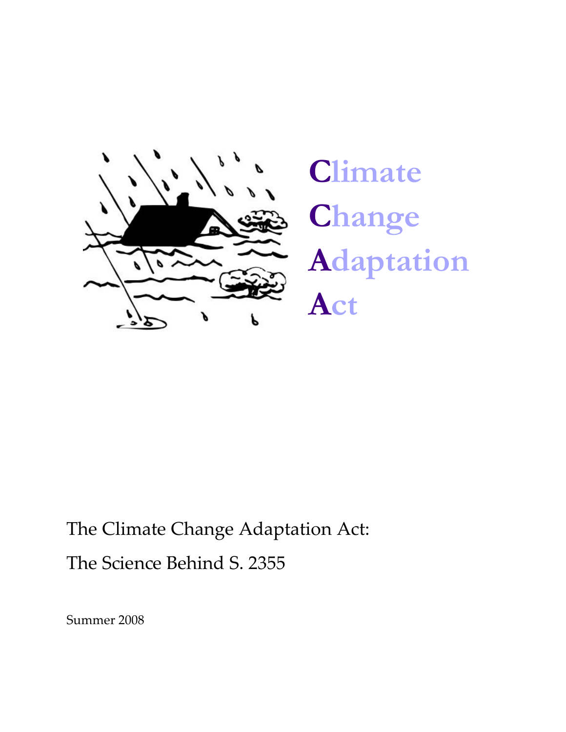# Climate Change Adaptation Act

The Climate Change Adaptation Act:

The Science Behind S. 2355

Summer 2008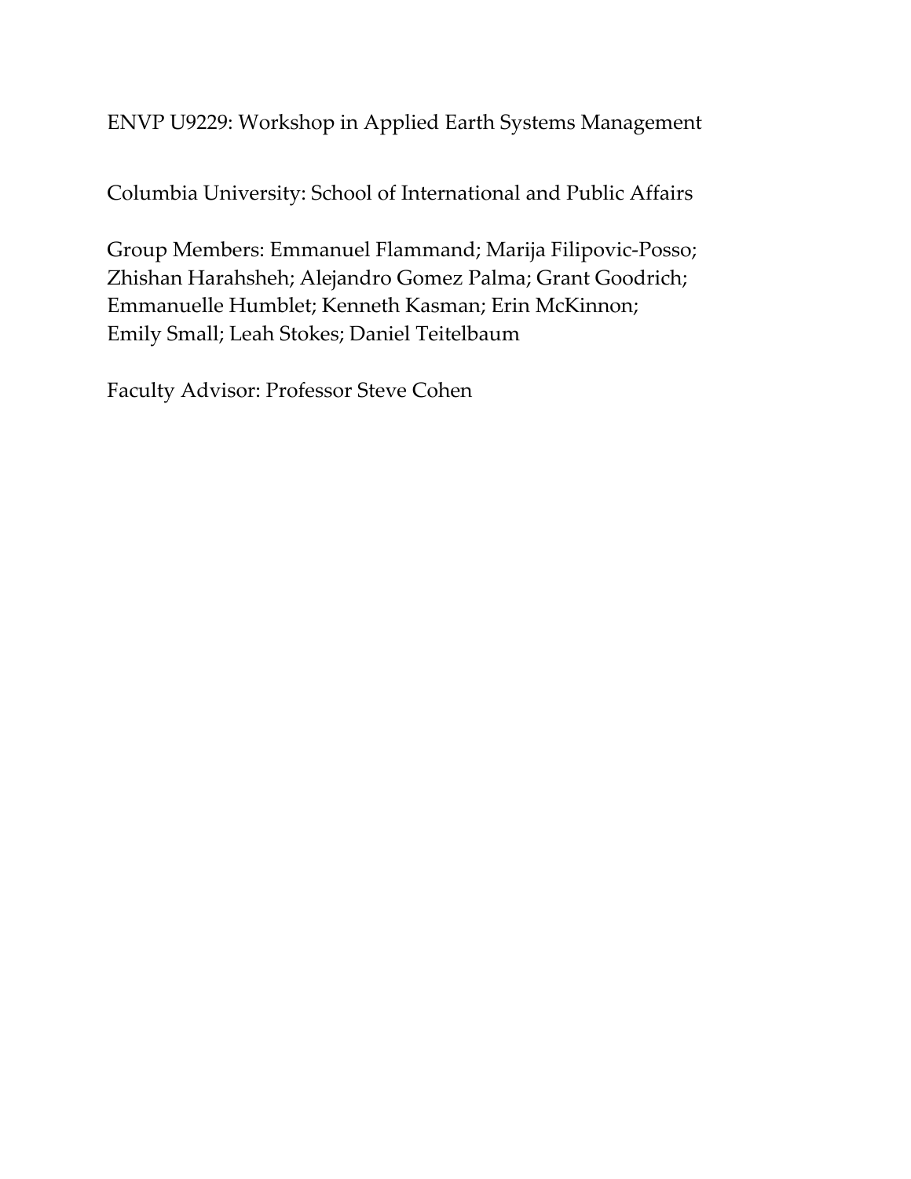ENVP U9229: Workshop in Applied Earth Systems Management

Columbia University: School of International and Public Affairs

Group Members: Emmanuel Flammand; Marija Filipovic-Posso; Zhishan Harahsheh; Alejandro Gomez Palma; Grant Goodrich; Emmanuelle Humblet; Kenneth Kasman; Erin McKinnon; Emily Small; Leah Stokes; Daniel Teitelbaum

Faculty Advisor: Professor Steve Cohen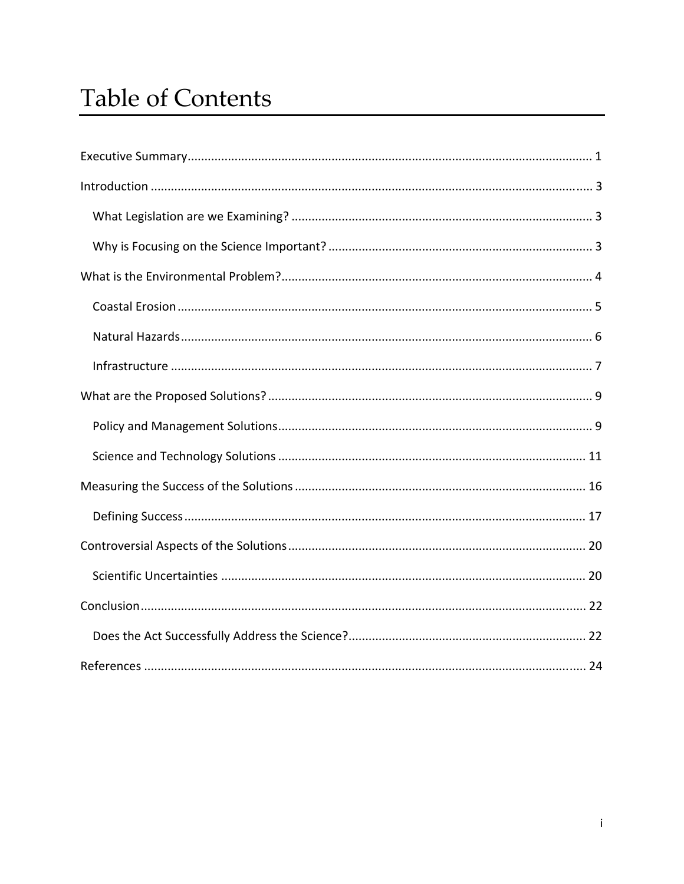# Table of Contents

Executive Summary ........................................................................................................................ 1

Introduction .................................................................................................................................. 3

- What Legislation are we Examining? ......................................................................................... 3
- Why is Focusing on the Science Important? .............................................................................. 3

What is the Environmental Problem? ............................................................................................ 4

- Coastal Erosion .......................................................................................................................... 5
- Natural Hazards .......................................................................................................................... 6
- Infrastructure ............................................................................................................................. 7

What are the Proposed Solutions? ................................................................................................ 9

- Policy and Management Solutions ............................................................................................. 9
- Science and Technology Solutions ........................................................................................... 11

Measuring the Success of the Solutions ...................................................................................... 16

- Defining Success ....................................................................................................................... 17

Controversial Aspects of the Solutions ........................................................................................ 20

- Scientific Uncertainties ............................................................................................................ 20

Conclusion ................................................................................................................................... 22

- Does the Act Successfully Address the Science? ...................................................................... 22

References ................................................................................................................................... 24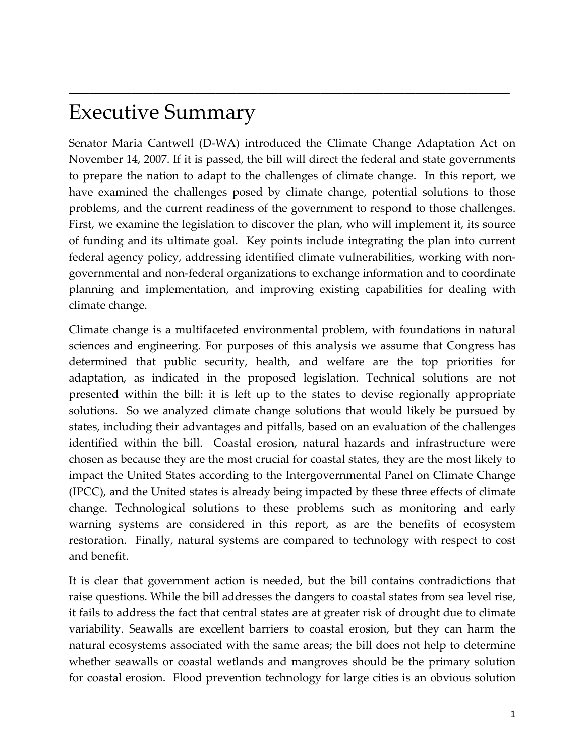# Executive Summary

Senator Maria Cantwell (D-WA) introduced the Climate Change Adaptation Act on November 14, 2007. If it is passed, the bill will direct the federal and state governments to prepare the nation to adapt to the challenges of climate change. In this report, we have examined the challenges posed by climate change, potential solutions to those problems, and the current readiness of the government to respond to those challenges. First, we examine the legislation to discover the plan, who will implement it, its source of funding and its ultimate goal. Key points include integrating the plan into current federal agency policy, addressing identified climate vulnerabilities, working with non-governmental and non-federal organizations to exchange information and to coordinate planning and implementation, and improving existing capabilities for dealing with climate change.

Climate change is a multifaceted environmental problem, with foundations in natural sciences and engineering. For purposes of this analysis we assume that Congress has determined that public security, health, and welfare are the top priorities for adaptation, as indicated in the proposed legislation. Technical solutions are not presented within the bill: it is left up to the states to devise regionally appropriate solutions. So we analyzed climate change solutions that would likely be pursued by states, including their advantages and pitfalls, based on an evaluation of the challenges identified within the bill. Coastal erosion, natural hazards and infrastructure were chosen as because they are the most crucial for coastal states, they are the most likely to impact the United States according to the Intergovernmental Panel on Climate Change (IPCC), and the United states is already being impacted by these three effects of climate change. Technological solutions to these problems such as monitoring and early warning systems are considered in this report, as are the benefits of ecosystem restoration. Finally, natural systems are compared to technology with respect to cost and benefit.

It is clear that government action is needed, but the bill contains contradictions that raise questions. While the bill addresses the dangers to coastal states from sea level rise, it fails to address the fact that central states are at greater risk of drought due to climate variability. Seawalls are excellent barriers to coastal erosion, but they can harm the natural ecosystems associated with the same areas; the bill does not help to determine whether seawalls or coastal wetlands and mangroves should be the primary solution for coastal erosion. Flood prevention technology for large cities is an obvious solution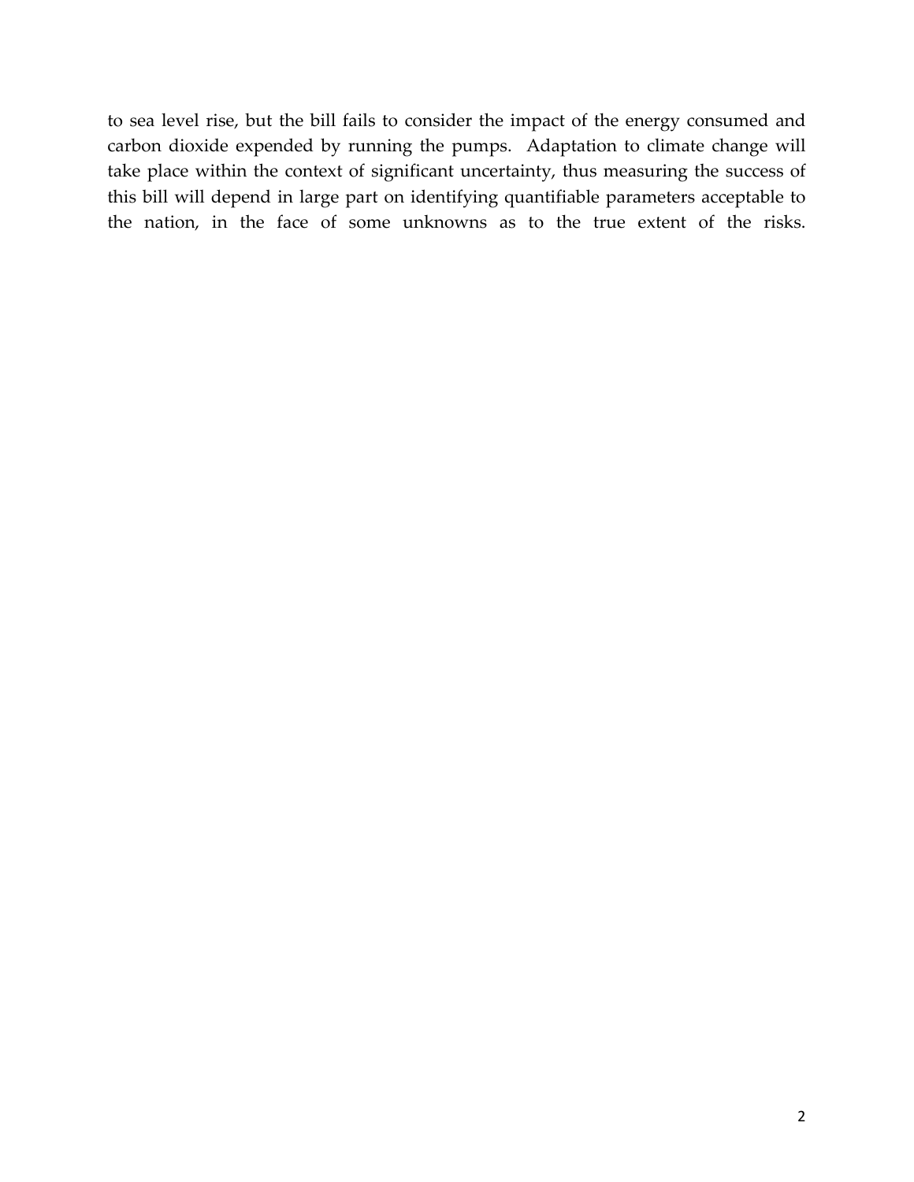to sea level rise, but the bill fails to consider the impact of the energy consumed and carbon dioxide expended by running the pumps. Adaptation to climate change will take place within the context of significant uncertainty, thus measuring the success of this bill will depend in large part on identifying quantifiable parameters acceptable to the nation, in the face of some unknowns as to the true extent of the risks.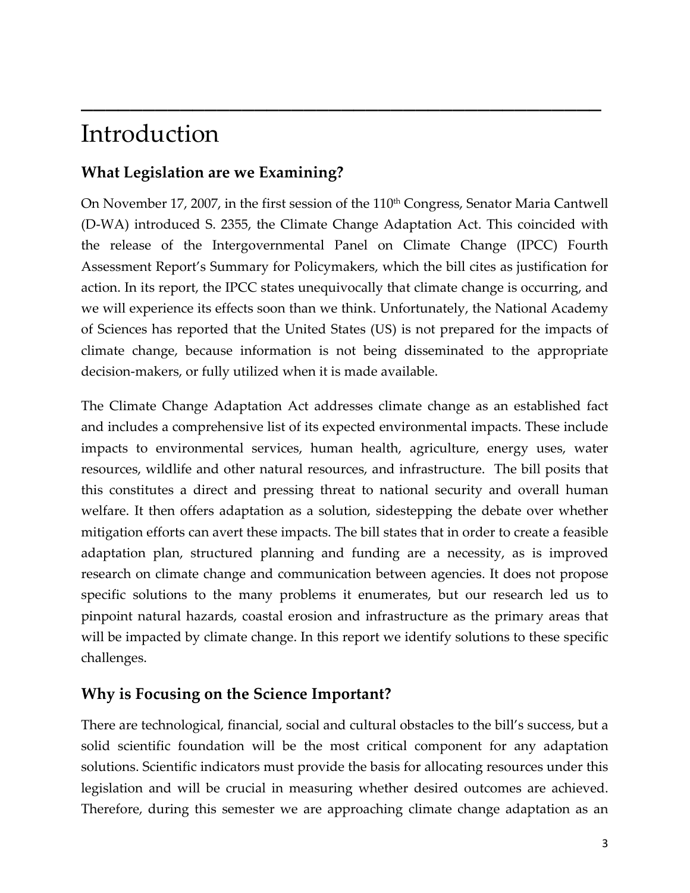# Introduction

## What Legislation are we Examining?

On November 17, 2007, in the first session of the 110th Congress, Senator Maria Cantwell (D-WA) introduced S. 2355, the Climate Change Adaptation Act. This coincided with the release of the Intergovernmental Panel on Climate Change (IPCC) Fourth Assessment Report's Summary for Policymakers, which the bill cites as justification for action. In its report, the IPCC states unequivocally that climate change is occurring, and we will experience its effects soon than we think. Unfortunately, the National Academy of Sciences has reported that the United States (US) is not prepared for the impacts of climate change, because information is not being disseminated to the appropriate decision-makers, or fully utilized when it is made available.

The Climate Change Adaptation Act addresses climate change as an established fact and includes a comprehensive list of its expected environmental impacts. These include impacts to environmental services, human health, agriculture, energy uses, water resources, wildlife and other natural resources, and infrastructure. The bill posits that this constitutes a direct and pressing threat to national security and overall human welfare. It then offers adaptation as a solution, sidestepping the debate over whether mitigation efforts can avert these impacts. The bill states that in order to create a feasible adaptation plan, structured planning and funding are a necessity, as is improved research on climate change and communication between agencies. It does not propose specific solutions to the many problems it enumerates, but our research led us to pinpoint natural hazards, coastal erosion and infrastructure as the primary areas that will be impacted by climate change. In this report we identify solutions to these specific challenges.

## Why is Focusing on the Science Important?

There are technological, financial, social and cultural obstacles to the bill's success, but a solid scientific foundation will be the most critical component for any adaptation solutions. Scientific indicators must provide the basis for allocating resources under this legislation and will be crucial in measuring whether desired outcomes are achieved. Therefore, during this semester we are approaching climate change adaptation as an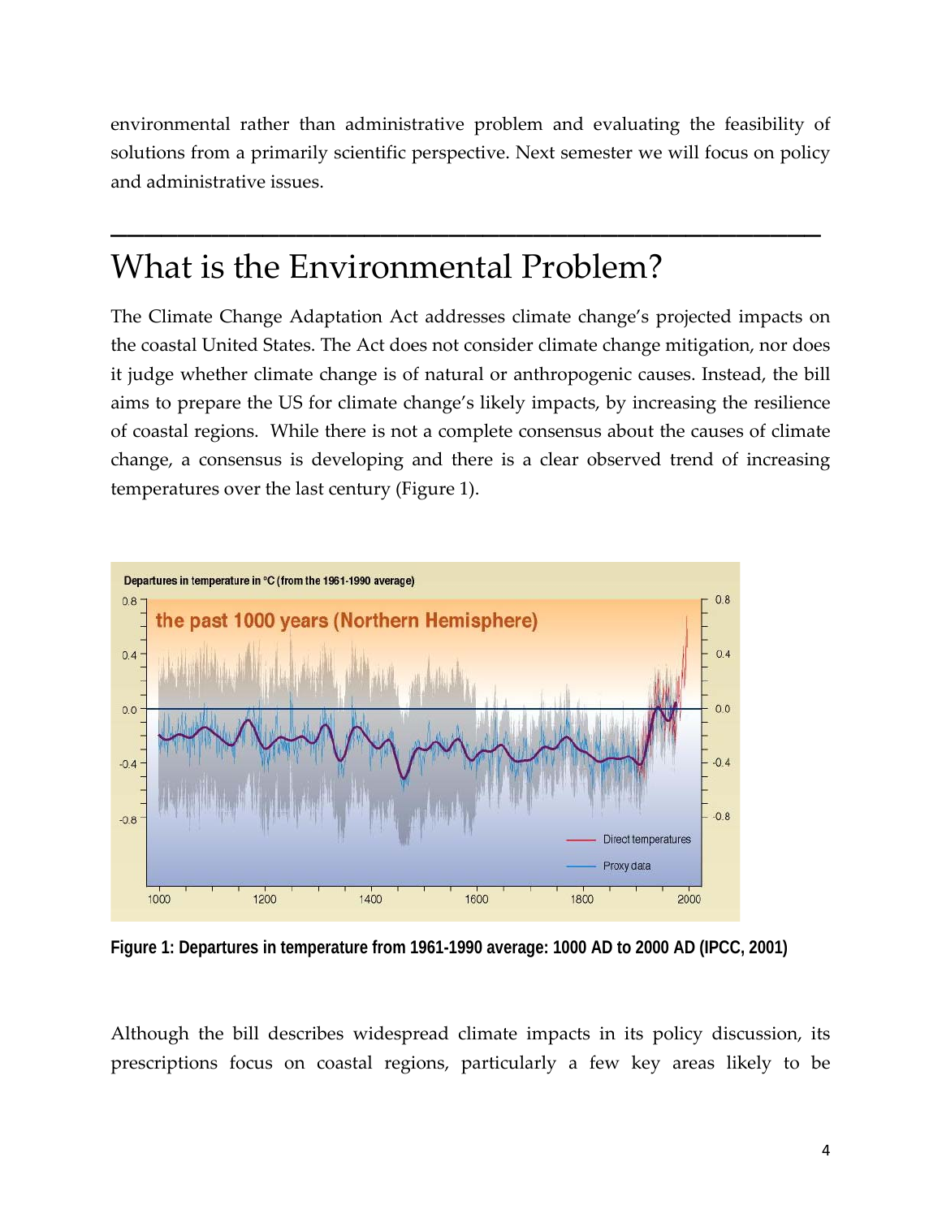environmental rather than administrative problem and evaluating the feasibility of solutions from a primarily scientific perspective. Next semester we will focus on policy and administrative issues.

---

# What is the Environmental Problem?

The Climate Change Adaptation Act addresses climate change's projected impacts on the coastal United States. The Act does not consider climate change mitigation, nor does it judge whether climate change is of natural or anthropogenic causes. Instead, the bill aims to prepare the US for climate change's likely impacts, by increasing the resilience of coastal regions. While there is not a complete consensus about the causes of climate change, a consensus is developing and there is a clear observed trend of increasing temperatures over the last century (Figure 1).

**Figure 1: Departures in temperature from 1961-1990 average: 1000 AD to 2000 AD (IPCC, 2001)**

Although the bill describes widespread climate impacts in its policy discussion, its prescriptions focus on coastal regions, particularly a few key areas likely to be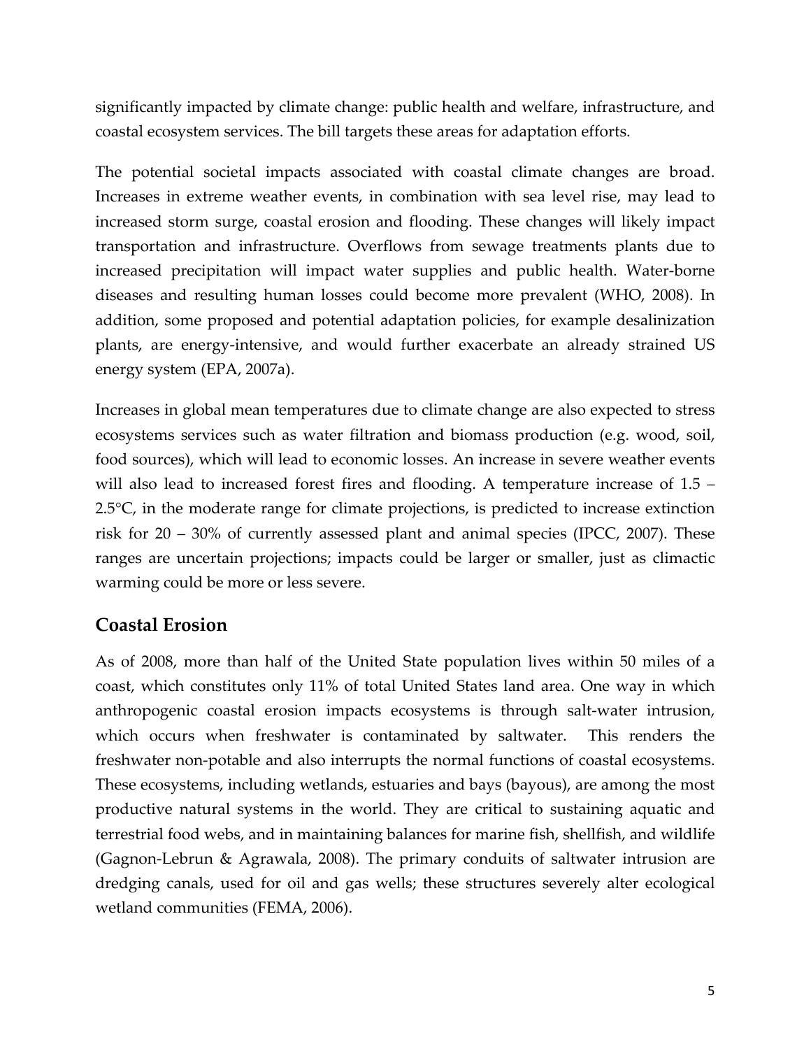significantly impacted by climate change: public health and welfare, infrastructure, and coastal ecosystem services. The bill targets these areas for adaptation efforts.

The potential societal impacts associated with coastal climate changes are broad. Increases in extreme weather events, in combination with sea level rise, may lead to increased storm surge, coastal erosion and flooding. These changes will likely impact transportation and infrastructure. Overflows from sewage treatments plants due to increased precipitation will impact water supplies and public health. Water-borne diseases and resulting human losses could become more prevalent (WHO, 2008). In addition, some proposed and potential adaptation policies, for example desalinization plants, are energy-intensive, and would further exacerbate an already strained US energy system (EPA, 2007a).

Increases in global mean temperatures due to climate change are also expected to stress ecosystems services such as water filtration and biomass production (e.g. wood, soil, food sources), which will lead to economic losses. An increase in severe weather events will also lead to increased forest fires and flooding. A temperature increase of 1.5 – 2.5°C, in the moderate range for climate projections, is predicted to increase extinction risk for 20 – 30% of currently assessed plant and animal species (IPCC, 2007). These ranges are uncertain projections; impacts could be larger or smaller, just as climactic warming could be more or less severe.

## Coastal Erosion

As of 2008, more than half of the United State population lives within 50 miles of a coast, which constitutes only 11% of total United States land area. One way in which anthropogenic coastal erosion impacts ecosystems is through salt-water intrusion, which occurs when freshwater is contaminated by saltwater. This renders the freshwater non-potable and also interrupts the normal functions of coastal ecosystems. These ecosystems, including wetlands, estuaries and bays (bayous), are among the most productive natural systems in the world. They are critical to sustaining aquatic and terrestrial food webs, and in maintaining balances for marine fish, shellfish, and wildlife (Gagnon-Lebrun & Agrawala, 2008). The primary conduits of saltwater intrusion are dredging canals, used for oil and gas wells; these structures severely alter ecological wetland communities (FEMA, 2006).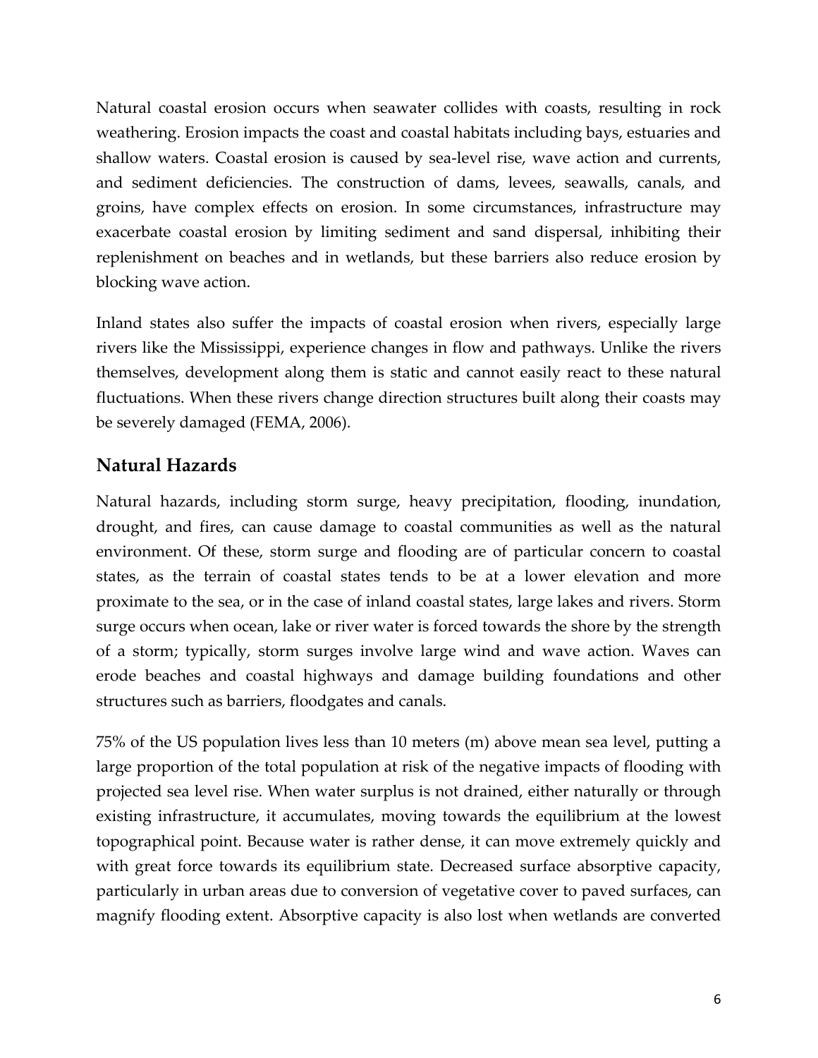Natural coastal erosion occurs when seawater collides with coasts, resulting in rock weathering. Erosion impacts the coast and coastal habitats including bays, estuaries and shallow waters. Coastal erosion is caused by sea-level rise, wave action and currents, and sediment deficiencies. The construction of dams, levees, seawalls, canals, and groins, have complex effects on erosion. In some circumstances, infrastructure may exacerbate coastal erosion by limiting sediment and sand dispersal, inhibiting their replenishment on beaches and in wetlands, but these barriers also reduce erosion by blocking wave action.

Inland states also suffer the impacts of coastal erosion when rivers, especially large rivers like the Mississippi, experience changes in flow and pathways. Unlike the rivers themselves, development along them is static and cannot easily react to these natural fluctuations. When these rivers change direction structures built along their coasts may be severely damaged (FEMA, 2006).

## Natural Hazards

Natural hazards, including storm surge, heavy precipitation, flooding, inundation, drought, and fires, can cause damage to coastal communities as well as the natural environment. Of these, storm surge and flooding are of particular concern to coastal states, as the terrain of coastal states tends to be at a lower elevation and more proximate to the sea, or in the case of inland coastal states, large lakes and rivers. Storm surge occurs when ocean, lake or river water is forced towards the shore by the strength of a storm; typically, storm surges involve large wind and wave action. Waves can erode beaches and coastal highways and damage building foundations and other structures such as barriers, floodgates and canals.

75% of the US population lives less than 10 meters (m) above mean sea level, putting a large proportion of the total population at risk of the negative impacts of flooding with projected sea level rise. When water surplus is not drained, either naturally or through existing infrastructure, it accumulates, moving towards the equilibrium at the lowest topographical point. Because water is rather dense, it can move extremely quickly and with great force towards its equilibrium state. Decreased surface absorptive capacity, particularly in urban areas due to conversion of vegetative cover to paved surfaces, can magnify flooding extent. Absorptive capacity is also lost when wetlands are converted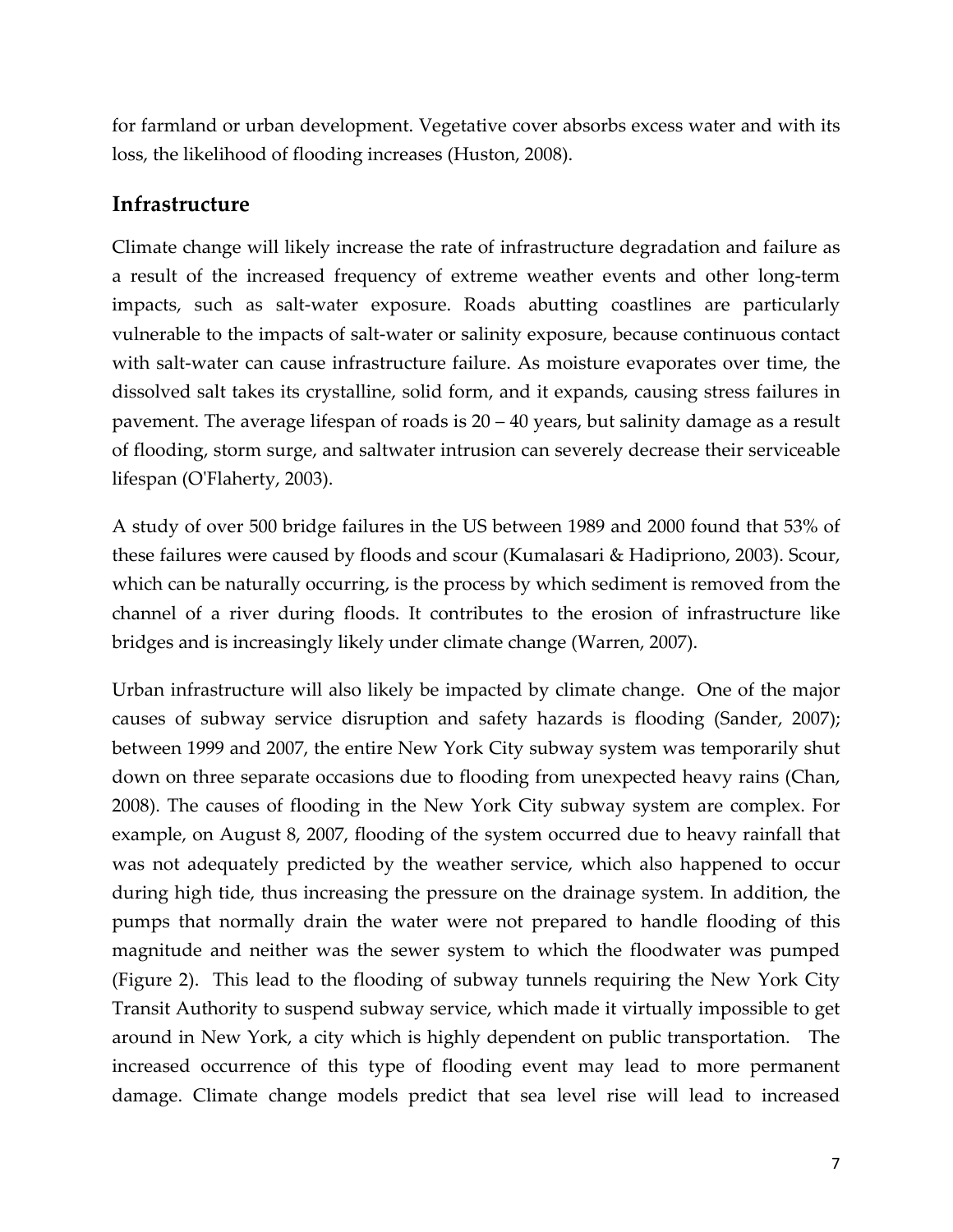for farmland or urban development. Vegetative cover absorbs excess water and with its loss, the likelihood of flooding increases (Huston, 2008).

## Infrastructure

Climate change will likely increase the rate of infrastructure degradation and failure as a result of the increased frequency of extreme weather events and other long-term impacts, such as salt-water exposure. Roads abutting coastlines are particularly vulnerable to the impacts of salt-water or salinity exposure, because continuous contact with salt-water can cause infrastructure failure. As moisture evaporates over time, the dissolved salt takes its crystalline, solid form, and it expands, causing stress failures in pavement. The average lifespan of roads is 20 – 40 years, but salinity damage as a result of flooding, storm surge, and saltwater intrusion can severely decrease their serviceable lifespan (O'Flaherty, 2003).

A study of over 500 bridge failures in the US between 1989 and 2000 found that 53% of these failures were caused by floods and scour (Kumalasari & Hadipriono, 2003). Scour, which can be naturally occurring, is the process by which sediment is removed from the channel of a river during floods. It contributes to the erosion of infrastructure like bridges and is increasingly likely under climate change (Warren, 2007).

Urban infrastructure will also likely be impacted by climate change. One of the major causes of subway service disruption and safety hazards is flooding (Sander, 2007); between 1999 and 2007, the entire New York City subway system was temporarily shut down on three separate occasions due to flooding from unexpected heavy rains (Chan, 2008). The causes of flooding in the New York City subway system are complex. For example, on August 8, 2007, flooding of the system occurred due to heavy rainfall that was not adequately predicted by the weather service, which also happened to occur during high tide, thus increasing the pressure on the drainage system. In addition, the pumps that normally drain the water were not prepared to handle flooding of this magnitude and neither was the sewer system to which the floodwater was pumped (Figure 2). This lead to the flooding of subway tunnels requiring the New York City Transit Authority to suspend subway service, which made it virtually impossible to get around in New York, a city which is highly dependent on public transportation. The increased occurrence of this type of flooding event may lead to more permanent damage. Climate change models predict that sea level rise will lead to increased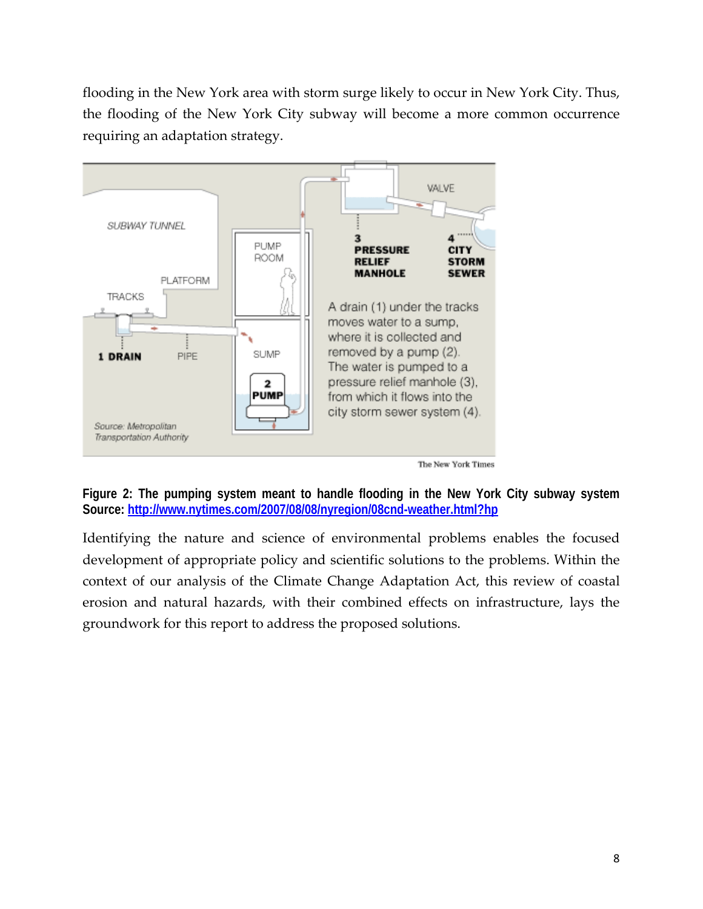flooding in the New York area with storm surge likely to occur in New York City. Thus, the flooding of the New York City subway will become a more common occurrence requiring an adaptation strategy.

**Figure 2: The pumping system meant to handle flooding in the New York City subway system**
**Source:** http://www.nytimes.com/2007/08/08/nyregion/08cnd-weather.html?hp

Identifying the nature and science of environmental problems enables the focused development of appropriate policy and scientific solutions to the problems. Within the context of our analysis of the Climate Change Adaptation Act, this review of coastal erosion and natural hazards, with their combined effects on infrastructure, lays the groundwork for this report to address the proposed solutions.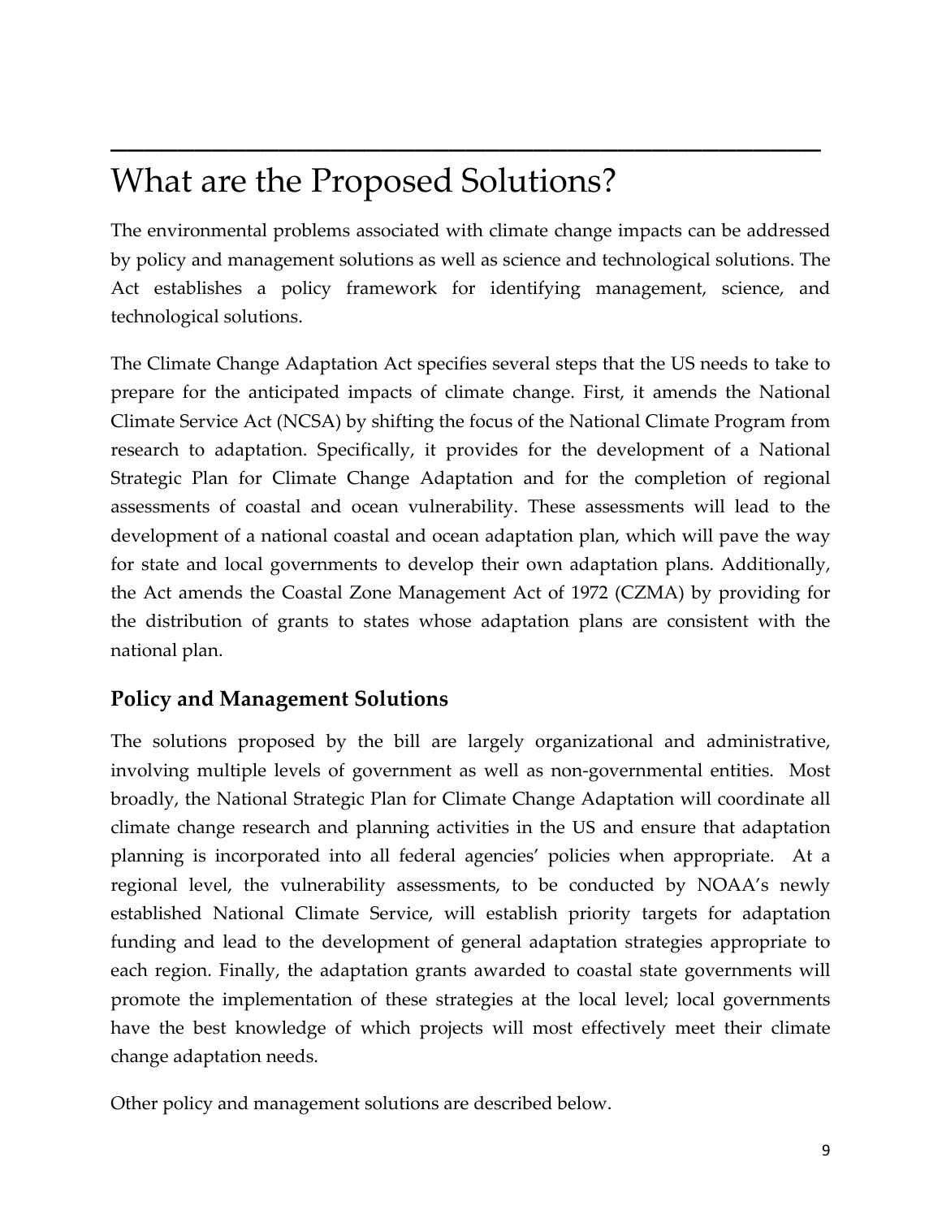# What are the Proposed Solutions?

The environmental problems associated with climate change impacts can be addressed by policy and management solutions as well as science and technological solutions. The Act establishes a policy framework for identifying management, science, and technological solutions.

The Climate Change Adaptation Act specifies several steps that the US needs to take to prepare for the anticipated impacts of climate change. First, it amends the National Climate Service Act (NCSA) by shifting the focus of the National Climate Program from research to adaptation. Specifically, it provides for the development of a National Strategic Plan for Climate Change Adaptation and for the completion of regional assessments of coastal and ocean vulnerability. These assessments will lead to the development of a national coastal and ocean adaptation plan, which will pave the way for state and local governments to develop their own adaptation plans. Additionally, the Act amends the Coastal Zone Management Act of 1972 (CZMA) by providing for the distribution of grants to states whose adaptation plans are consistent with the national plan.

## Policy and Management Solutions

The solutions proposed by the bill are largely organizational and administrative, involving multiple levels of government as well as non-governmental entities. Most broadly, the National Strategic Plan for Climate Change Adaptation will coordinate all climate change research and planning activities in the US and ensure that adaptation planning is incorporated into all federal agencies' policies when appropriate. At a regional level, the vulnerability assessments, to be conducted by NOAA's newly established National Climate Service, will establish priority targets for adaptation funding and lead to the development of general adaptation strategies appropriate to each region. Finally, the adaptation grants awarded to coastal state governments will promote the implementation of these strategies at the local level; local governments have the best knowledge of which projects will most effectively meet their climate change adaptation needs.

Other policy and management solutions are described below.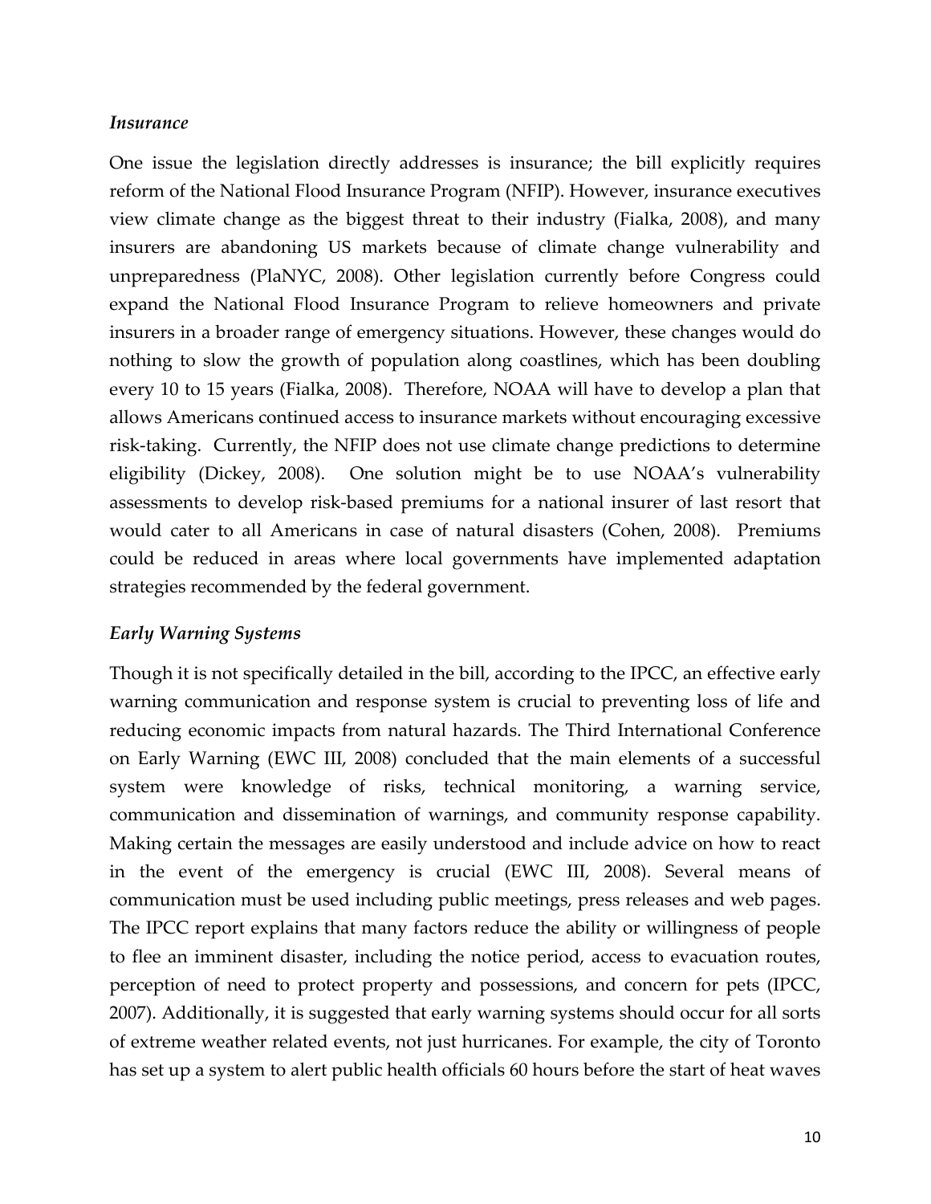### *Insurance*

One issue the legislation directly addresses is insurance; the bill explicitly requires reform of the National Flood Insurance Program (NFIP). However, insurance executives view climate change as the biggest threat to their industry (Fialka, 2008), and many insurers are abandoning US markets because of climate change vulnerability and unpreparedness (PlaNYC, 2008). Other legislation currently before Congress could expand the National Flood Insurance Program to relieve homeowners and private insurers in a broader range of emergency situations. However, these changes would do nothing to slow the growth of population along coastlines, which has been doubling every 10 to 15 years (Fialka, 2008). Therefore, NOAA will have to develop a plan that allows Americans continued access to insurance markets without encouraging excessive risk-taking. Currently, the NFIP does not use climate change predictions to determine eligibility (Dickey, 2008). One solution might be to use NOAA's vulnerability assessments to develop risk-based premiums for a national insurer of last resort that would cater to all Americans in case of natural disasters (Cohen, 2008). Premiums could be reduced in areas where local governments have implemented adaptation strategies recommended by the federal government.

### *Early Warning Systems*

Though it is not specifically detailed in the bill, according to the IPCC, an effective early warning communication and response system is crucial to preventing loss of life and reducing economic impacts from natural hazards. The Third International Conference on Early Warning (EWC III, 2008) concluded that the main elements of a successful system were knowledge of risks, technical monitoring, a warning service, communication and dissemination of warnings, and community response capability. Making certain the messages are easily understood and include advice on how to react in the event of the emergency is crucial (EWC III, 2008). Several means of communication must be used including public meetings, press releases and web pages. The IPCC report explains that many factors reduce the ability or willingness of people to flee an imminent disaster, including the notice period, access to evacuation routes, perception of need to protect property and possessions, and concern for pets (IPCC, 2007). Additionally, it is suggested that early warning systems should occur for all sorts of extreme weather related events, not just hurricanes. For example, the city of Toronto has set up a system to alert public health officials 60 hours before the start of heat waves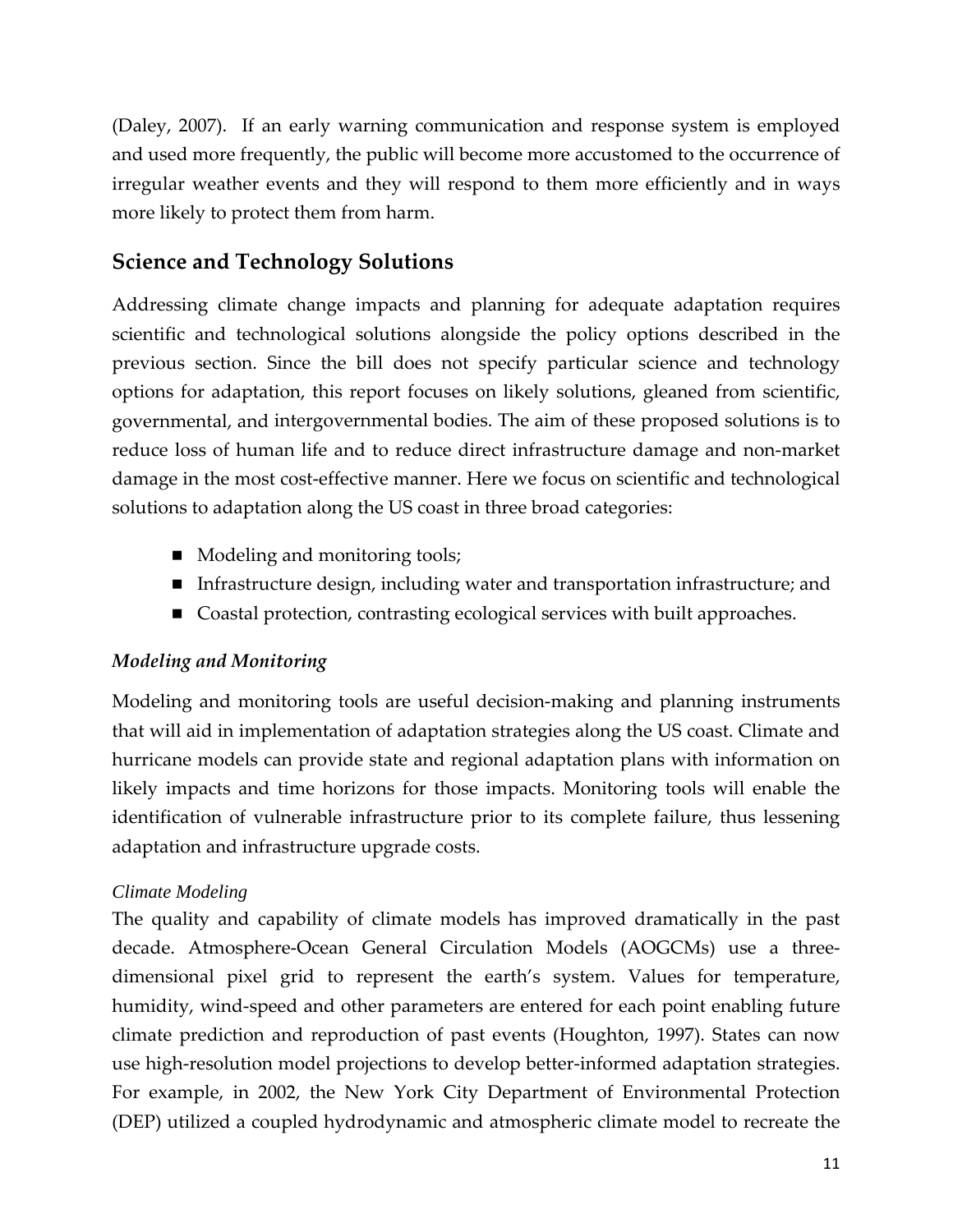(Daley, 2007). If an early warning communication and response system is employed and used more frequently, the public will become more accustomed to the occurrence of irregular weather events and they will respond to them more efficiently and in ways more likely to protect them from harm.

## Science and Technology Solutions

Addressing climate change impacts and planning for adequate adaptation requires scientific and technological solutions alongside the policy options described in the previous section. Since the bill does not specify particular science and technology options for adaptation, this report focuses on likely solutions, gleaned from scientific, governmental, and intergovernmental bodies. The aim of these proposed solutions is to reduce loss of human life and to reduce direct infrastructure damage and non-market damage in the most cost-effective manner. Here we focus on scientific and technological solutions to adaptation along the US coast in three broad categories:

- Modeling and monitoring tools;
- Infrastructure design, including water and transportation infrastructure; and
- Coastal protection, contrasting ecological services with built approaches.

### *Modeling and Monitoring*

Modeling and monitoring tools are useful decision-making and planning instruments that will aid in implementation of adaptation strategies along the US coast. Climate and hurricane models can provide state and regional adaptation plans with information on likely impacts and time horizons for those impacts. Monitoring tools will enable the identification of vulnerable infrastructure prior to its complete failure, thus lessening adaptation and infrastructure upgrade costs.

#### *Climate Modeling*

The quality and capability of climate models has improved dramatically in the past decade. Atmosphere-Ocean General Circulation Models (AOGCMs) use a three-dimensional pixel grid to represent the earth's system. Values for temperature, humidity, wind-speed and other parameters are entered for each point enabling future climate prediction and reproduction of past events (Houghton, 1997). States can now use high-resolution model projections to develop better-informed adaptation strategies. For example, in 2002, the New York City Department of Environmental Protection (DEP) utilized a coupled hydrodynamic and atmospheric climate model to recreate the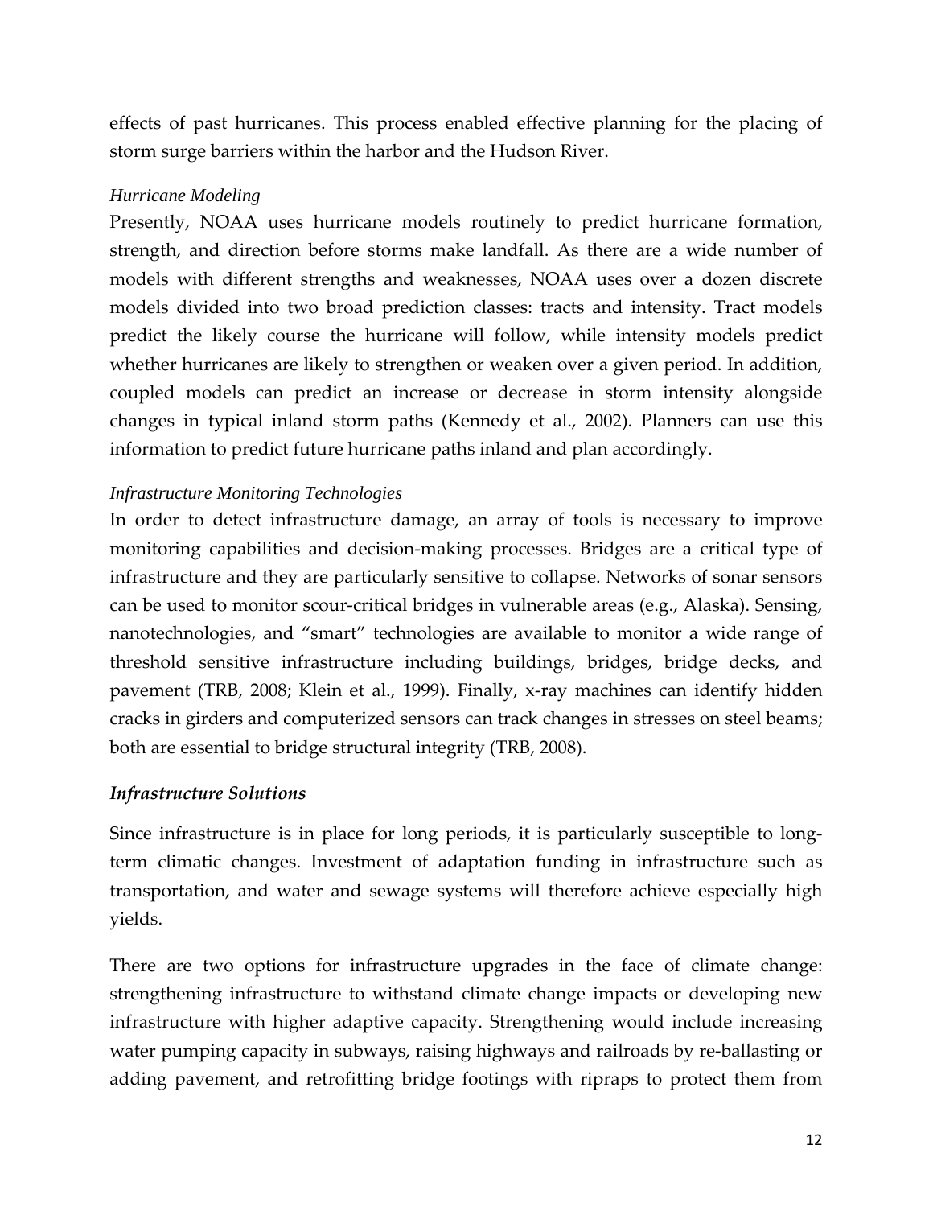effects of past hurricanes. This process enabled effective planning for the placing of storm surge barriers within the harbor and the Hudson River.

#### *Hurricane Modeling*

Presently, NOAA uses hurricane models routinely to predict hurricane formation, strength, and direction before storms make landfall. As there are a wide number of models with different strengths and weaknesses, NOAA uses over a dozen discrete models divided into two broad prediction classes: tracts and intensity. Tract models predict the likely course the hurricane will follow, while intensity models predict whether hurricanes are likely to strengthen or weaken over a given period. In addition, coupled models can predict an increase or decrease in storm intensity alongside changes in typical inland storm paths (Kennedy et al., 2002). Planners can use this information to predict future hurricane paths inland and plan accordingly.

#### *Infrastructure Monitoring Technologies*

In order to detect infrastructure damage, an array of tools is necessary to improve monitoring capabilities and decision-making processes. Bridges are a critical type of infrastructure and they are particularly sensitive to collapse. Networks of sonar sensors can be used to monitor scour-critical bridges in vulnerable areas (e.g., Alaska). Sensing, nanotechnologies, and "smart" technologies are available to monitor a wide range of threshold sensitive infrastructure including buildings, bridges, bridge decks, and pavement (TRB, 2008; Klein et al., 1999). Finally, x-ray machines can identify hidden cracks in girders and computerized sensors can track changes in stresses on steel beams; both are essential to bridge structural integrity (TRB, 2008).

### *Infrastructure Solutions*

Since infrastructure is in place for long periods, it is particularly susceptible to long-term climatic changes. Investment of adaptation funding in infrastructure such as transportation, and water and sewage systems will therefore achieve especially high yields.

There are two options for infrastructure upgrades in the face of climate change: strengthening infrastructure to withstand climate change impacts or developing new infrastructure with higher adaptive capacity. Strengthening would include increasing water pumping capacity in subways, raising highways and railroads by re-ballasting or adding pavement, and retrofitting bridge footings with ripraps to protect them from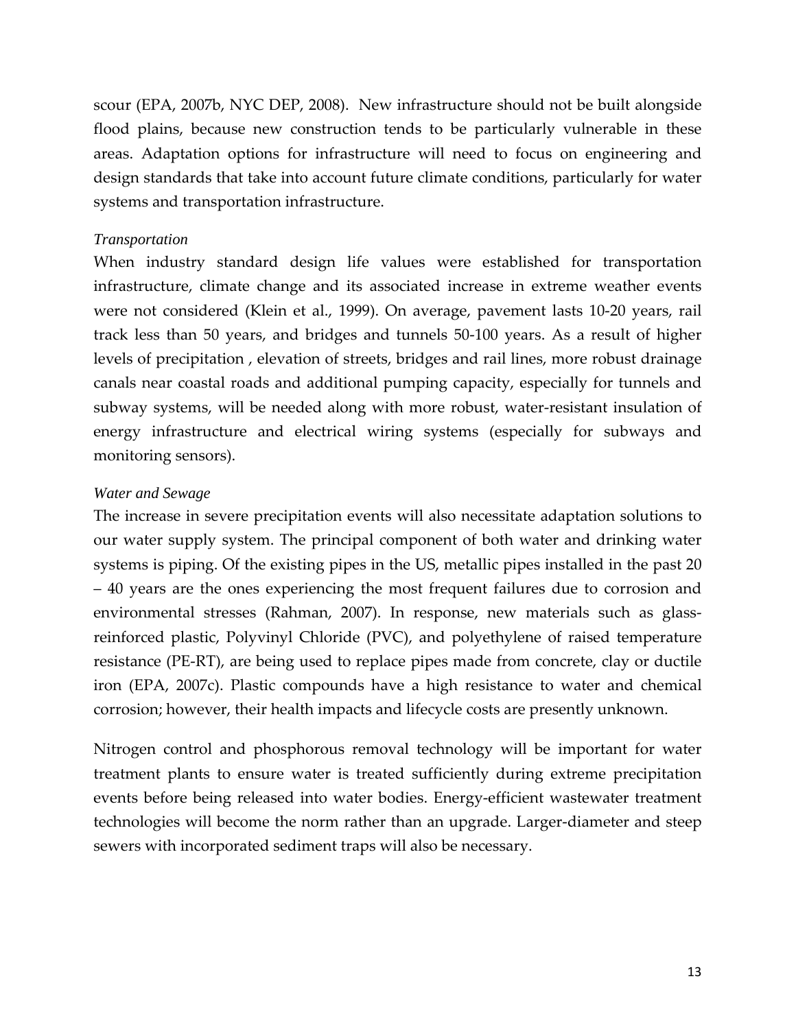scour (EPA, 2007b, NYC DEP, 2008). New infrastructure should not be built alongside flood plains, because new construction tends to be particularly vulnerable in these areas. Adaptation options for infrastructure will need to focus on engineering and design standards that take into account future climate conditions, particularly for water systems and transportation infrastructure.

*Transportation*

When industry standard design life values were established for transportation infrastructure, climate change and its associated increase in extreme weather events were not considered (Klein et al., 1999). On average, pavement lasts 10-20 years, rail track less than 50 years, and bridges and tunnels 50-100 years. As a result of higher levels of precipitation , elevation of streets, bridges and rail lines, more robust drainage canals near coastal roads and additional pumping capacity, especially for tunnels and subway systems, will be needed along with more robust, water-resistant insulation of energy infrastructure and electrical wiring systems (especially for subways and monitoring sensors).

*Water and Sewage*

The increase in severe precipitation events will also necessitate adaptation solutions to our water supply system. The principal component of both water and drinking water systems is piping. Of the existing pipes in the US, metallic pipes installed in the past 20 – 40 years are the ones experiencing the most frequent failures due to corrosion and environmental stresses (Rahman, 2007). In response, new materials such as glass-reinforced plastic, Polyvinyl Chloride (PVC), and polyethylene of raised temperature resistance (PE-RT), are being used to replace pipes made from concrete, clay or ductile iron (EPA, 2007c). Plastic compounds have a high resistance to water and chemical corrosion; however, their health impacts and lifecycle costs are presently unknown.

Nitrogen control and phosphorous removal technology will be important for water treatment plants to ensure water is treated sufficiently during extreme precipitation events before being released into water bodies. Energy-efficient wastewater treatment technologies will become the norm rather than an upgrade. Larger-diameter and steep sewers with incorporated sediment traps will also be necessary.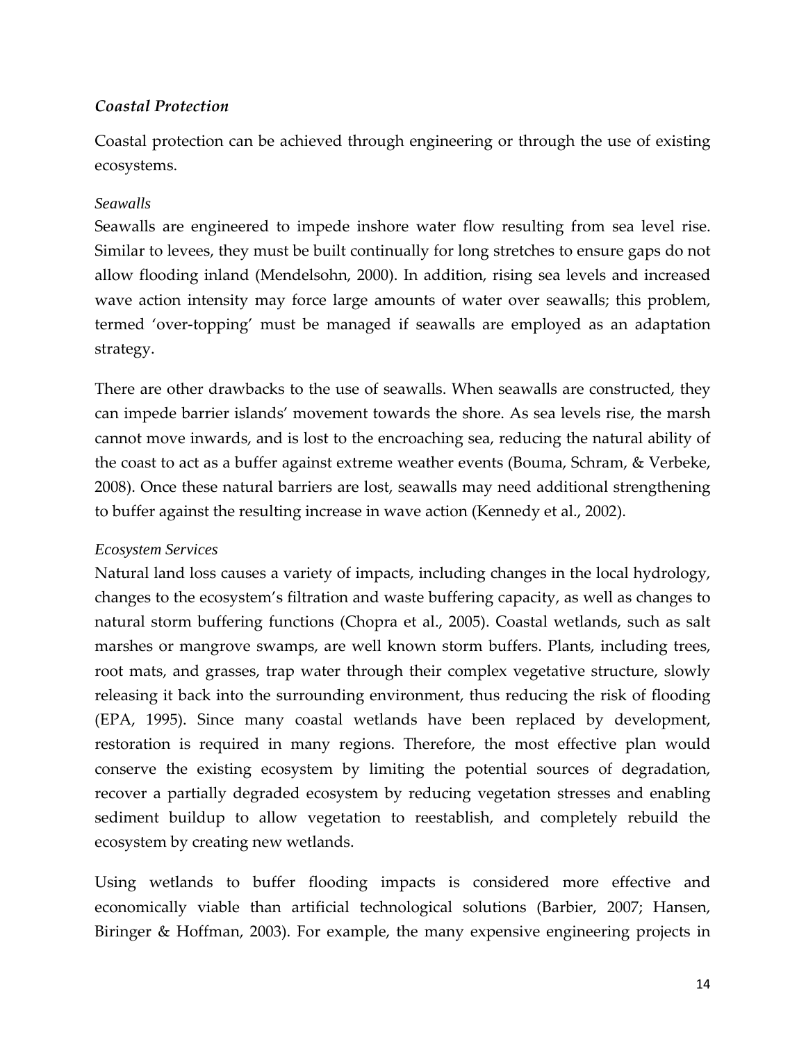### *Coastal Protection*

Coastal protection can be achieved through engineering or through the use of existing ecosystems.

#### *Seawalls*

Seawalls are engineered to impede inshore water flow resulting from sea level rise. Similar to levees, they must be built continually for long stretches to ensure gaps do not allow flooding inland (Mendelsohn, 2000). In addition, rising sea levels and increased wave action intensity may force large amounts of water over seawalls; this problem, termed 'over-topping' must be managed if seawalls are employed as an adaptation strategy.

There are other drawbacks to the use of seawalls. When seawalls are constructed, they can impede barrier islands' movement towards the shore. As sea levels rise, the marsh cannot move inwards, and is lost to the encroaching sea, reducing the natural ability of the coast to act as a buffer against extreme weather events (Bouma, Schram, & Verbeke, 2008). Once these natural barriers are lost, seawalls may need additional strengthening to buffer against the resulting increase in wave action (Kennedy et al., 2002).

#### *Ecosystem Services*

Natural land loss causes a variety of impacts, including changes in the local hydrology, changes to the ecosystem's filtration and waste buffering capacity, as well as changes to natural storm buffering functions (Chopra et al., 2005). Coastal wetlands, such as salt marshes or mangrove swamps, are well known storm buffers. Plants, including trees, root mats, and grasses, trap water through their complex vegetative structure, slowly releasing it back into the surrounding environment, thus reducing the risk of flooding (EPA, 1995). Since many coastal wetlands have been replaced by development, restoration is required in many regions. Therefore, the most effective plan would conserve the existing ecosystem by limiting the potential sources of degradation, recover a partially degraded ecosystem by reducing vegetation stresses and enabling sediment buildup to allow vegetation to reestablish, and completely rebuild the ecosystem by creating new wetlands.

Using wetlands to buffer flooding impacts is considered more effective and economically viable than artificial technological solutions (Barbier, 2007; Hansen, Biringer & Hoffman, 2003). For example, the many expensive engineering projects in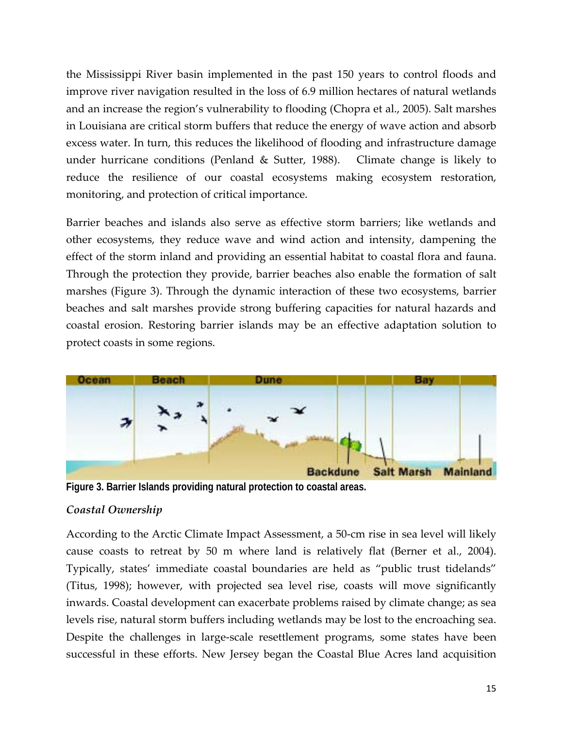the Mississippi River basin implemented in the past 150 years to control floods and improve river navigation resulted in the loss of 6.9 million hectares of natural wetlands and an increase the region's vulnerability to flooding (Chopra et al., 2005). Salt marshes in Louisiana are critical storm buffers that reduce the energy of wave action and absorb excess water. In turn, this reduces the likelihood of flooding and infrastructure damage under hurricane conditions (Penland & Sutter, 1988). Climate change is likely to reduce the resilience of our coastal ecosystems making ecosystem restoration, monitoring, and protection of critical importance.

Barrier beaches and islands also serve as effective storm barriers; like wetlands and other ecosystems, they reduce wave and wind action and intensity, dampening the effect of the storm inland and providing an essential habitat to coastal flora and fauna. Through the protection they provide, barrier beaches also enable the formation of salt marshes (Figure 3). Through the dynamic interaction of these two ecosystems, barrier beaches and salt marshes provide strong buffering capacities for natural hazards and coastal erosion. Restoring barrier islands may be an effective adaptation solution to protect coasts in some regions.

**Figure 3. Barrier Islands providing natural protection to coastal areas.**

### *Coastal Ownership*

According to the Arctic Climate Impact Assessment, a 50-cm rise in sea level will likely cause coasts to retreat by 50 m where land is relatively flat (Berner et al., 2004). Typically, states' immediate coastal boundaries are held as "public trust tidelands" (Titus, 1998); however, with projected sea level rise, coasts will move significantly inwards. Coastal development can exacerbate problems raised by climate change; as sea levels rise, natural storm buffers including wetlands may be lost to the encroaching sea. Despite the challenges in large-scale resettlement programs, some states have been successful in these efforts. New Jersey began the Coastal Blue Acres land acquisition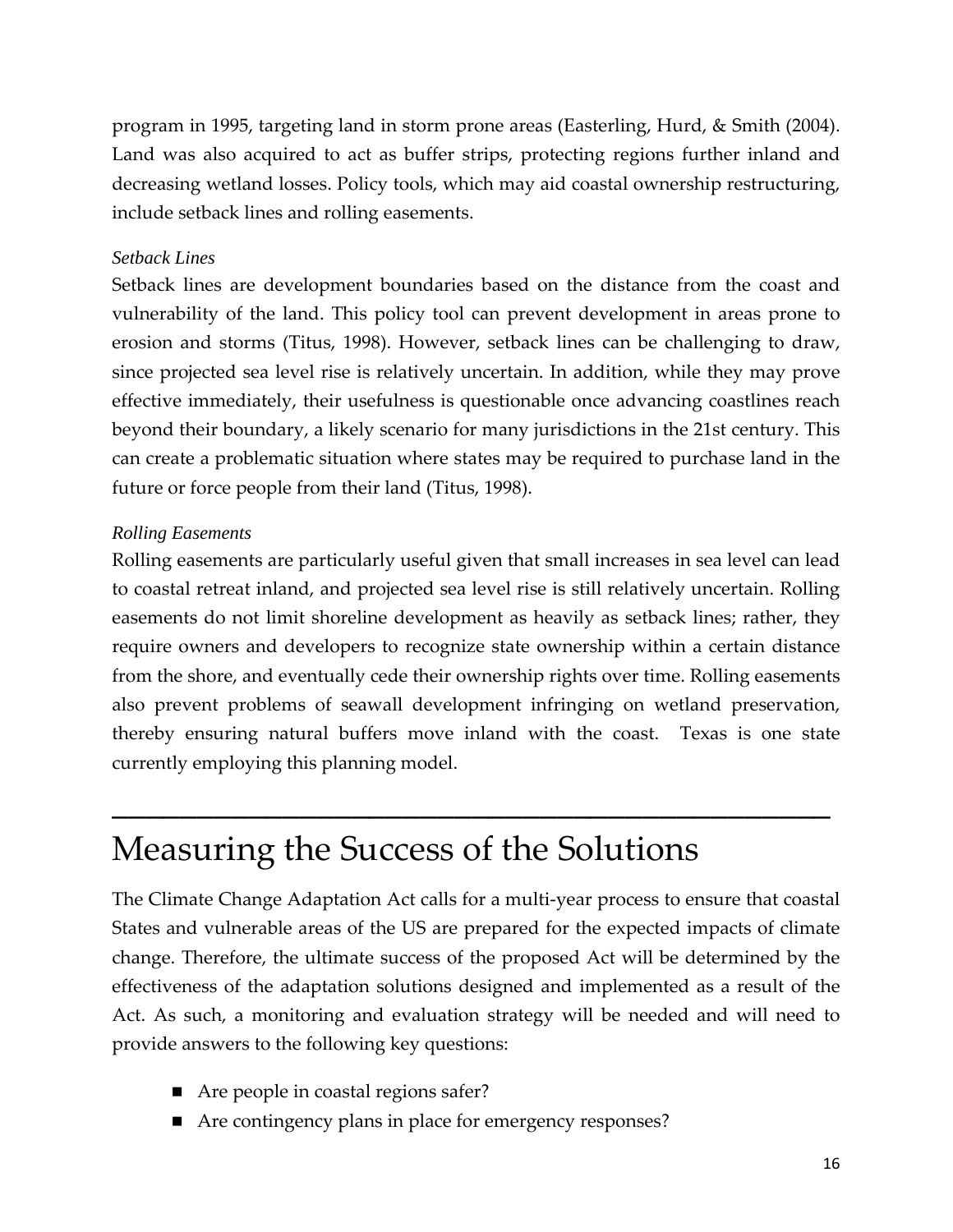program in 1995, targeting land in storm prone areas (Easterling, Hurd, & Smith (2004). Land was also acquired to act as buffer strips, protecting regions further inland and decreasing wetland losses. Policy tools, which may aid coastal ownership restructuring, include setback lines and rolling easements.

*Setback Lines*

Setback lines are development boundaries based on the distance from the coast and vulnerability of the land. This policy tool can prevent development in areas prone to erosion and storms (Titus, 1998). However, setback lines can be challenging to draw, since projected sea level rise is relatively uncertain. In addition, while they may prove effective immediately, their usefulness is questionable once advancing coastlines reach beyond their boundary, a likely scenario for many jurisdictions in the 21st century. This can create a problematic situation where states may be required to purchase land in the future or force people from their land (Titus, 1998).

*Rolling Easements*

Rolling easements are particularly useful given that small increases in sea level can lead to coastal retreat inland, and projected sea level rise is still relatively uncertain. Rolling easements do not limit shoreline development as heavily as setback lines; rather, they require owners and developers to recognize state ownership within a certain distance from the shore, and eventually cede their ownership rights over time. Rolling easements also prevent problems of seawall development infringing on wetland preservation, thereby ensuring natural buffers move inland with the coast. Texas is one state currently employing this planning model.

---

# Measuring the Success of the Solutions

The Climate Change Adaptation Act calls for a multi-year process to ensure that coastal States and vulnerable areas of the US are prepared for the expected impacts of climate change. Therefore, the ultimate success of the proposed Act will be determined by the effectiveness of the adaptation solutions designed and implemented as a result of the Act. As such, a monitoring and evaluation strategy will be needed and will need to provide answers to the following key questions:

- Are people in coastal regions safer?
- Are contingency plans in place for emergency responses?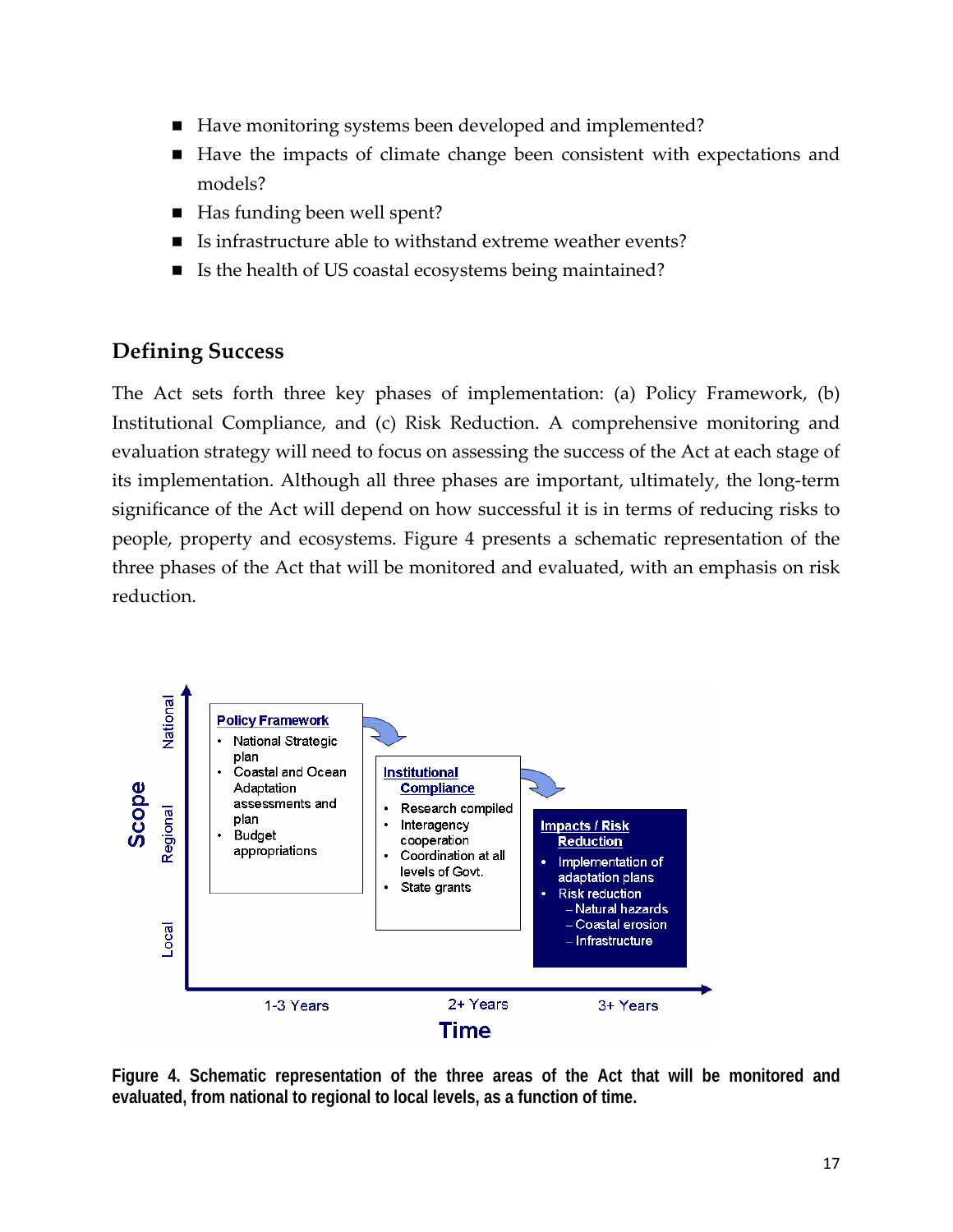- Have monitoring systems been developed and implemented?
- Have the impacts of climate change been consistent with expectations and models?
- Has funding been well spent?
- Is infrastructure able to withstand extreme weather events?
- Is the health of US coastal ecosystems being maintained?

## Defining Success

The Act sets forth three key phases of implementation: (a) Policy Framework, (b) Institutional Compliance, and (c) Risk Reduction. A comprehensive monitoring and evaluation strategy will need to focus on assessing the success of the Act at each stage of its implementation. Although all three phases are important, ultimately, the long-term significance of the Act will depend on how successful it is in terms of reducing risks to people, property and ecosystems. Figure 4 presents a schematic representation of the three phases of the Act that will be monitored and evaluated, with an emphasis on risk reduction.

**Policy Framework**
- National Strategic plan
- Coastal and Ocean Adaptation assessments and plan
- Budget appropriations

**Institutional Compliance**
- Research compiled
- Interagency cooperation
- Coordination at all levels of Govt.
- State grants

**Impacts / Risk Reduction**
- Implementation of adaptation plans
- Risk reduction
  - Natural hazards
  - Coastal erosion
  - Infrastructure

Scope: National, Regional, Local

Time: 1-3 Years, 2+ Years, 3+ Years

**Figure 4. Schematic representation of the three areas of the Act that will be monitored and evaluated, from national to regional to local levels, as a function of time.**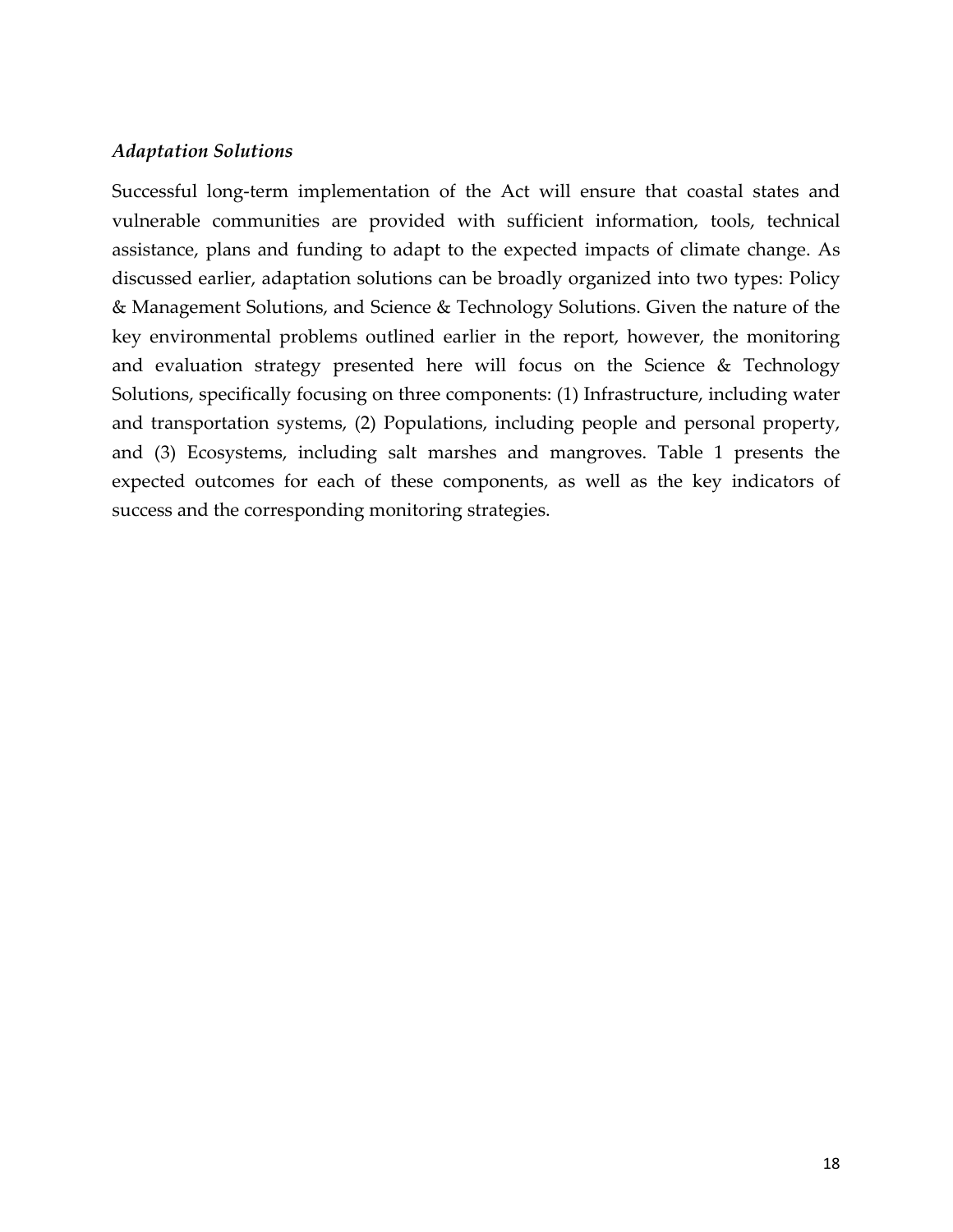### *Adaptation Solutions*

Successful long-term implementation of the Act will ensure that coastal states and vulnerable communities are provided with sufficient information, tools, technical assistance, plans and funding to adapt to the expected impacts of climate change. As discussed earlier, adaptation solutions can be broadly organized into two types: Policy & Management Solutions, and Science & Technology Solutions. Given the nature of the key environmental problems outlined earlier in the report, however, the monitoring and evaluation strategy presented here will focus on the Science & Technology Solutions, specifically focusing on three components: (1) Infrastructure, including water and transportation systems, (2) Populations, including people and personal property, and (3) Ecosystems, including salt marshes and mangroves. Table 1 presents the expected outcomes for each of these components, as well as the key indicators of success and the corresponding monitoring strategies.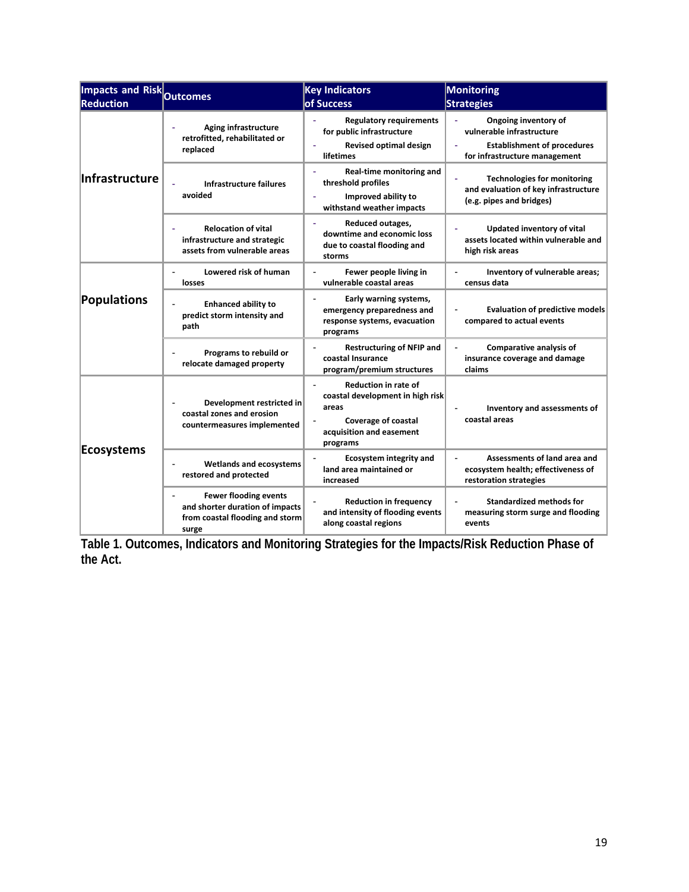| Impacts and Risk Reduction | Outcomes | Key Indicators of Success | Monitoring Strategies |
|---|---|---|---|
| Infrastructure | - Aging infrastructure retrofitted, rehabilitated or replaced | - Regulatory requirements for public infrastructure<br>- Revised optimal design lifetimes | - Ongoing inventory of vulnerable infrastructure<br>- Establishment of procedures for infrastructure management |
| | - Infrastructure failures avoided | - Real-time monitoring and threshold profiles<br>- Improved ability to withstand weather impacts | - Technologies for monitoring and evaluation of key infrastructure (e.g. pipes and bridges) |
| | - Relocation of vital infrastructure and strategic assets from vulnerable areas | - Reduced outages, downtime and economic loss due to coastal flooding and storms | - Updated inventory of vital assets located within vulnerable and high risk areas |
| Populations | - Lowered risk of human losses | - Fewer people living in vulnerable coastal areas | - Inventory of vulnerable areas; census data |
| | - Enhanced ability to predict storm intensity and path | - Early warning systems, emergency preparedness and response systems, evacuation programs | - Evaluation of predictive models compared to actual events |
| | - Programs to rebuild or relocate damaged property | - Restructuring of NFIP and coastal Insurance program/premium structures | - Comparative analysis of insurance coverage and damage claims |
| Ecosystems | - Development restricted in coastal zones and erosion countermeasures implemented | - Reduction in rate of coastal development in high risk areas<br>- Coverage of coastal acquisition and easement programs | - Inventory and assessments of coastal areas |
| | - Wetlands and ecosystems restored and protected | - Ecosystem integrity and land area maintained or increased | - Assessments of land area and ecosystem health; effectiveness of restoration strategies |
| | - Fewer flooding events and shorter duration of impacts from coastal flooding and storm surge | - Reduction in frequency and intensity of flooding events along coastal regions | - Standardized methods for measuring storm surge and flooding events |

**Table 1. Outcomes, Indicators and Monitoring Strategies for the Impacts/Risk Reduction Phase of the Act.**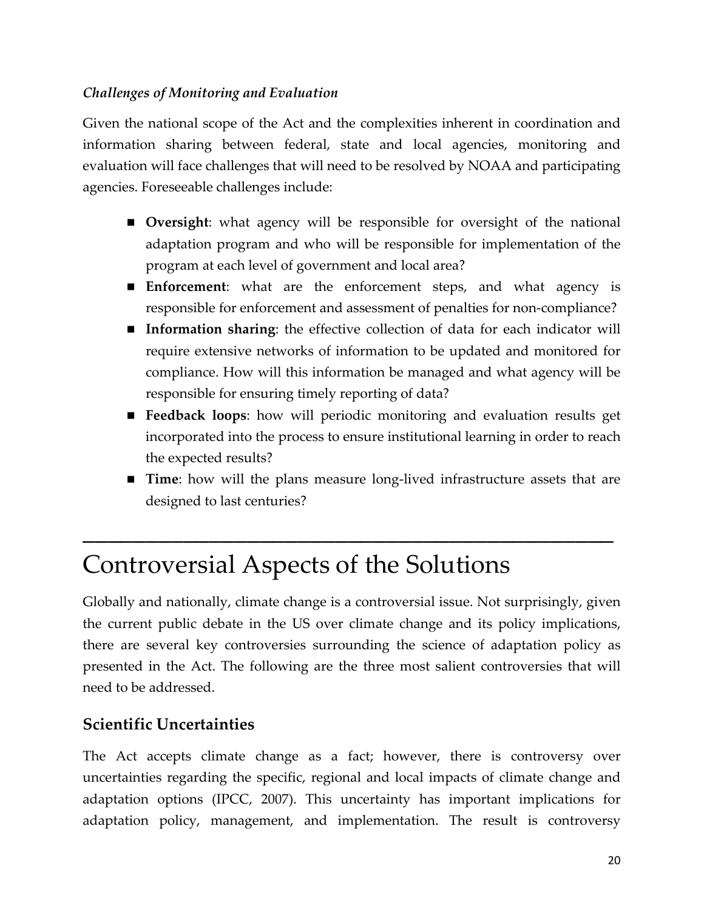*Challenges of Monitoring and Evaluation*

Given the national scope of the Act and the complexities inherent in coordination and information sharing between federal, state and local agencies, monitoring and evaluation will face challenges that will need to be resolved by NOAA and participating agencies. Foreseeable challenges include:

- **Oversight**: what agency will be responsible for oversight of the national adaptation program and who will be responsible for implementation of the program at each level of government and local area?
- **Enforcement**: what are the enforcement steps, and what agency is responsible for enforcement and assessment of penalties for non-compliance?
- **Information sharing**: the effective collection of data for each indicator will require extensive networks of information to be updated and monitored for compliance. How will this information be managed and what agency will be responsible for ensuring timely reporting of data?
- **Feedback loops**: how will periodic monitoring and evaluation results get incorporated into the process to ensure institutional learning in order to reach the expected results?
- **Time**: how will the plans measure long-lived infrastructure assets that are designed to last centuries?

# Controversial Aspects of the Solutions

Globally and nationally, climate change is a controversial issue. Not surprisingly, given the current public debate in the US over climate change and its policy implications, there are several key controversies surrounding the science of adaptation policy as presented in the Act. The following are the three most salient controversies that will need to be addressed.

## Scientific Uncertainties

The Act accepts climate change as a fact; however, there is controversy over uncertainties regarding the specific, regional and local impacts of climate change and adaptation options (IPCC, 2007). This uncertainty has important implications for adaptation policy, management, and implementation. The result is controversy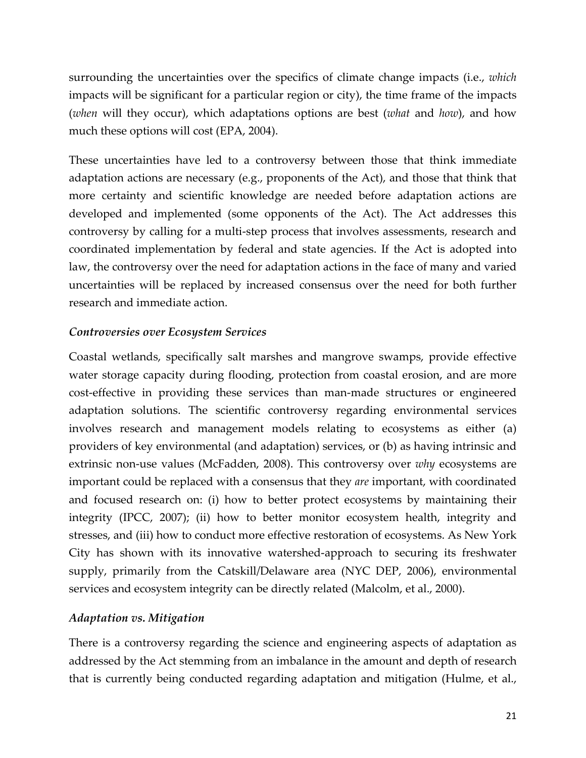surrounding the uncertainties over the specifics of climate change impacts (i.e., *which* impacts will be significant for a particular region or city), the time frame of the impacts (*when* will they occur), which adaptations options are best (*what* and *how*), and how much these options will cost (EPA, 2004).

These uncertainties have led to a controversy between those that think immediate adaptation actions are necessary (e.g., proponents of the Act), and those that think that more certainty and scientific knowledge are needed before adaptation actions are developed and implemented (some opponents of the Act). The Act addresses this controversy by calling for a multi-step process that involves assessments, research and coordinated implementation by federal and state agencies. If the Act is adopted into law, the controversy over the need for adaptation actions in the face of many and varied uncertainties will be replaced by increased consensus over the need for both further research and immediate action.

### *Controversies over Ecosystem Services*

Coastal wetlands, specifically salt marshes and mangrove swamps, provide effective water storage capacity during flooding, protection from coastal erosion, and are more cost-effective in providing these services than man-made structures or engineered adaptation solutions. The scientific controversy regarding environmental services involves research and management models relating to ecosystems as either (a) providers of key environmental (and adaptation) services, or (b) as having intrinsic and extrinsic non-use values (McFadden, 2008). This controversy over *why* ecosystems are important could be replaced with a consensus that they *are* important, with coordinated and focused research on: (i) how to better protect ecosystems by maintaining their integrity (IPCC, 2007); (ii) how to better monitor ecosystem health, integrity and stresses, and (iii) how to conduct more effective restoration of ecosystems. As New York City has shown with its innovative watershed-approach to securing its freshwater supply, primarily from the Catskill/Delaware area (NYC DEP, 2006), environmental services and ecosystem integrity can be directly related (Malcolm, et al., 2000).

### *Adaptation vs. Mitigation*

There is a controversy regarding the science and engineering aspects of adaptation as addressed by the Act stemming from an imbalance in the amount and depth of research that is currently being conducted regarding adaptation and mitigation (Hulme, et al.,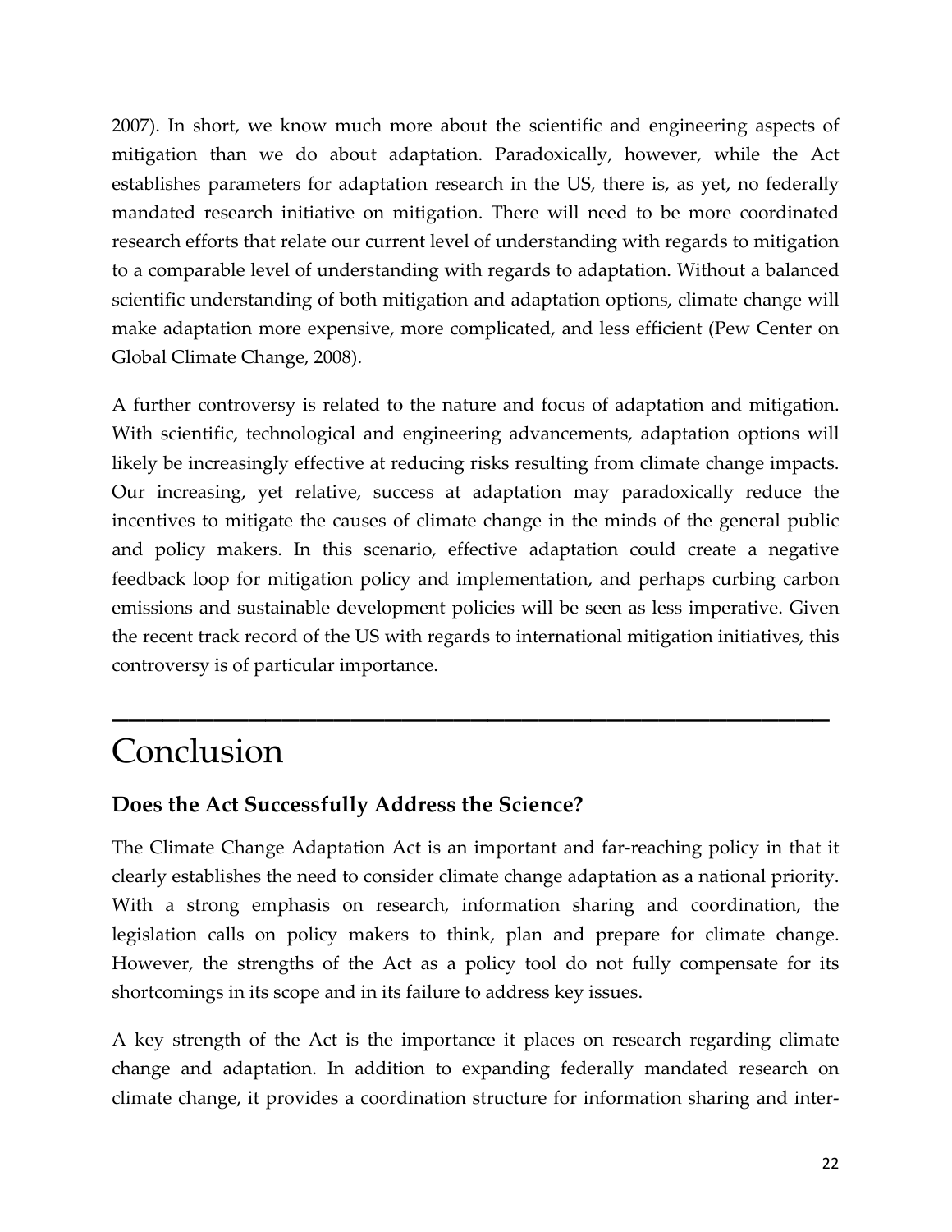2007). In short, we know much more about the scientific and engineering aspects of mitigation than we do about adaptation. Paradoxically, however, while the Act establishes parameters for adaptation research in the US, there is, as yet, no federally mandated research initiative on mitigation. There will need to be more coordinated research efforts that relate our current level of understanding with regards to mitigation to a comparable level of understanding with regards to adaptation. Without a balanced scientific understanding of both mitigation and adaptation options, climate change will make adaptation more expensive, more complicated, and less efficient (Pew Center on Global Climate Change, 2008).

A further controversy is related to the nature and focus of adaptation and mitigation. With scientific, technological and engineering advancements, adaptation options will likely be increasingly effective at reducing risks resulting from climate change impacts. Our increasing, yet relative, success at adaptation may paradoxically reduce the incentives to mitigate the causes of climate change in the minds of the general public and policy makers. In this scenario, effective adaptation could create a negative feedback loop for mitigation policy and implementation, and perhaps curbing carbon emissions and sustainable development policies will be seen as less imperative. Given the recent track record of the US with regards to international mitigation initiatives, this controversy is of particular importance.

# Conclusion

### Does the Act Successfully Address the Science?

The Climate Change Adaptation Act is an important and far-reaching policy in that it clearly establishes the need to consider climate change adaptation as a national priority. With a strong emphasis on research, information sharing and coordination, the legislation calls on policy makers to think, plan and prepare for climate change. However, the strengths of the Act as a policy tool do not fully compensate for its shortcomings in its scope and in its failure to address key issues.

A key strength of the Act is the importance it places on research regarding climate change and adaptation. In addition to expanding federally mandated research on climate change, it provides a coordination structure for information sharing and inter-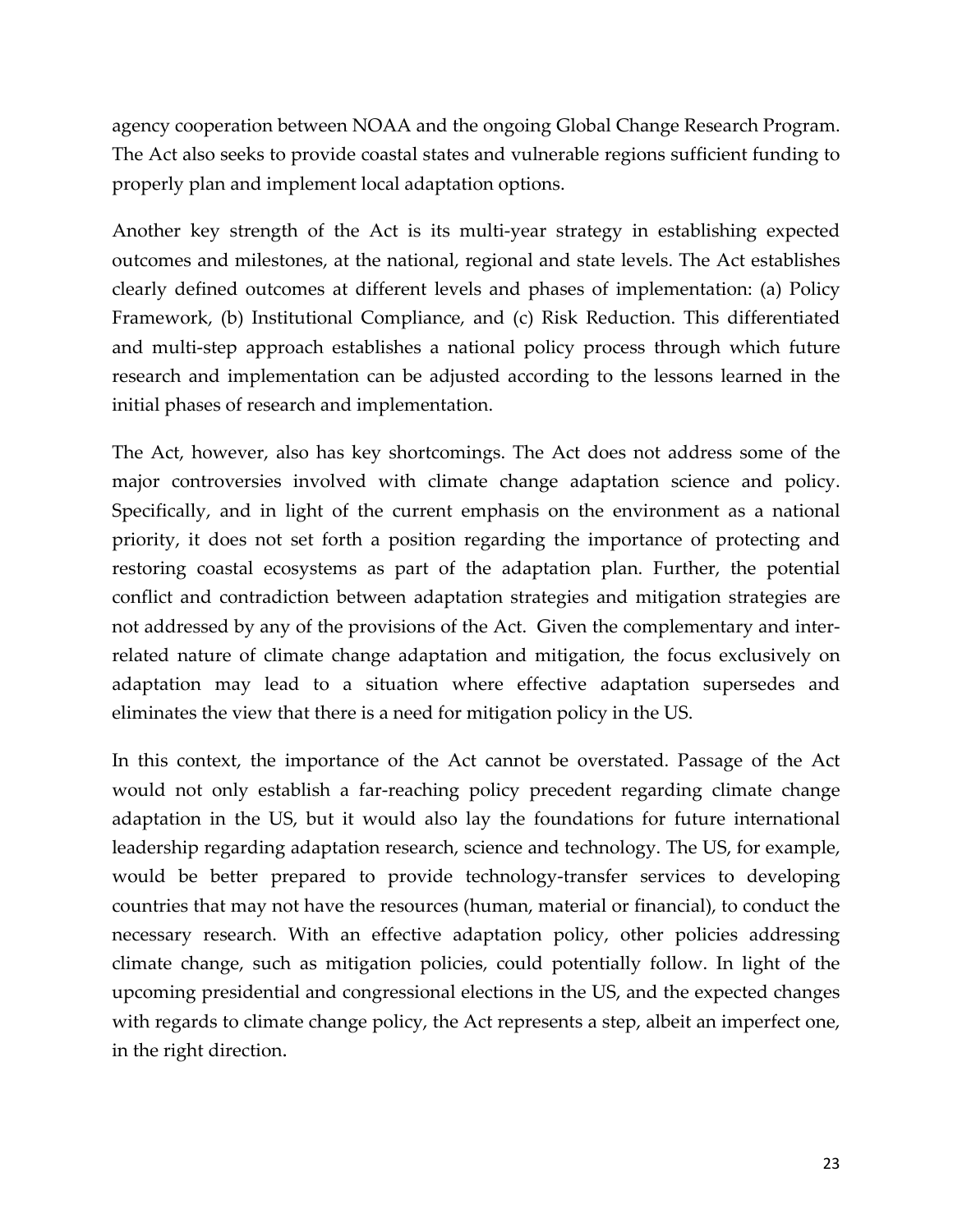agency cooperation between NOAA and the ongoing Global Change Research Program. The Act also seeks to provide coastal states and vulnerable regions sufficient funding to properly plan and implement local adaptation options.

Another key strength of the Act is its multi-year strategy in establishing expected outcomes and milestones, at the national, regional and state levels. The Act establishes clearly defined outcomes at different levels and phases of implementation: (a) Policy Framework, (b) Institutional Compliance, and (c) Risk Reduction. This differentiated and multi-step approach establishes a national policy process through which future research and implementation can be adjusted according to the lessons learned in the initial phases of research and implementation.

The Act, however, also has key shortcomings. The Act does not address some of the major controversies involved with climate change adaptation science and policy. Specifically, and in light of the current emphasis on the environment as a national priority, it does not set forth a position regarding the importance of protecting and restoring coastal ecosystems as part of the adaptation plan. Further, the potential conflict and contradiction between adaptation strategies and mitigation strategies are not addressed by any of the provisions of the Act. Given the complementary and inter-related nature of climate change adaptation and mitigation, the focus exclusively on adaptation may lead to a situation where effective adaptation supersedes and eliminates the view that there is a need for mitigation policy in the US.

In this context, the importance of the Act cannot be overstated. Passage of the Act would not only establish a far-reaching policy precedent regarding climate change adaptation in the US, but it would also lay the foundations for future international leadership regarding adaptation research, science and technology. The US, for example, would be better prepared to provide technology-transfer services to developing countries that may not have the resources (human, material or financial), to conduct the necessary research. With an effective adaptation policy, other policies addressing climate change, such as mitigation policies, could potentially follow. In light of the upcoming presidential and congressional elections in the US, and the expected changes with regards to climate change policy, the Act represents a step, albeit an imperfect one, in the right direction.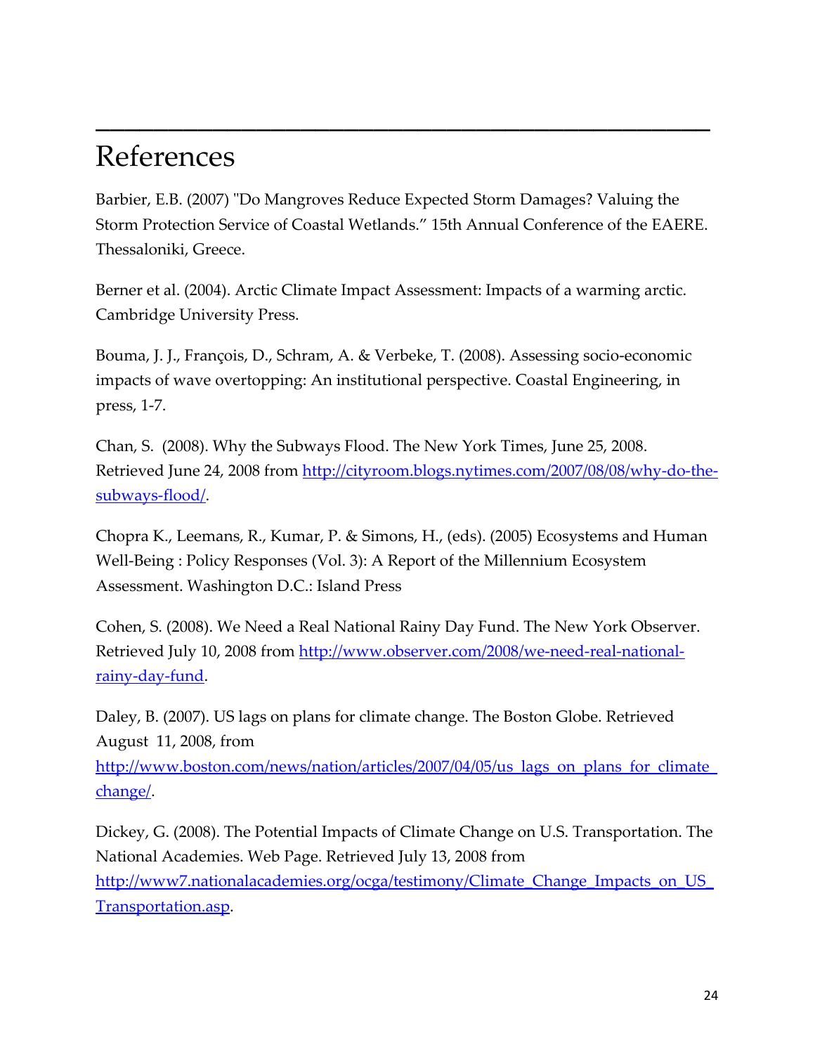# References

Barbier, E.B. (2007) "Do Mangroves Reduce Expected Storm Damages? Valuing the Storm Protection Service of Coastal Wetlands." 15th Annual Conference of the EAERE. Thessaloniki, Greece.

Berner et al. (2004). Arctic Climate Impact Assessment: Impacts of a warming arctic. Cambridge University Press.

Bouma, J. J., François, D., Schram, A. & Verbeke, T. (2008). Assessing socio-economic impacts of wave overtopping: An institutional perspective. Coastal Engineering, in press, 1-7.

Chan, S. (2008). Why the Subways Flood. The New York Times, June 25, 2008. Retrieved June 24, 2008 from http://cityroom.blogs.nytimes.com/2007/08/08/why-do-the-subways-flood/.

Chopra K., Leemans, R., Kumar, P. & Simons, H., (eds). (2005) Ecosystems and Human Well-Being : Policy Responses (Vol. 3): A Report of the Millennium Ecosystem Assessment. Washington D.C.: Island Press

Cohen, S. (2008). We Need a Real National Rainy Day Fund. The New York Observer. Retrieved July 10, 2008 from http://www.observer.com/2008/we-need-real-national-rainy-day-fund.

Daley, B. (2007). US lags on plans for climate change. The Boston Globe. Retrieved August 11, 2008, from http://www.boston.com/news/nation/articles/2007/04/05/us_lags_on_plans_for_climate_change/.

Dickey, G. (2008). The Potential Impacts of Climate Change on U.S. Transportation. The National Academies. Web Page. Retrieved July 13, 2008 from http://www7.nationalacademies.org/ocga/testimony/Climate_Change_Impacts_on_US_Transportation.asp.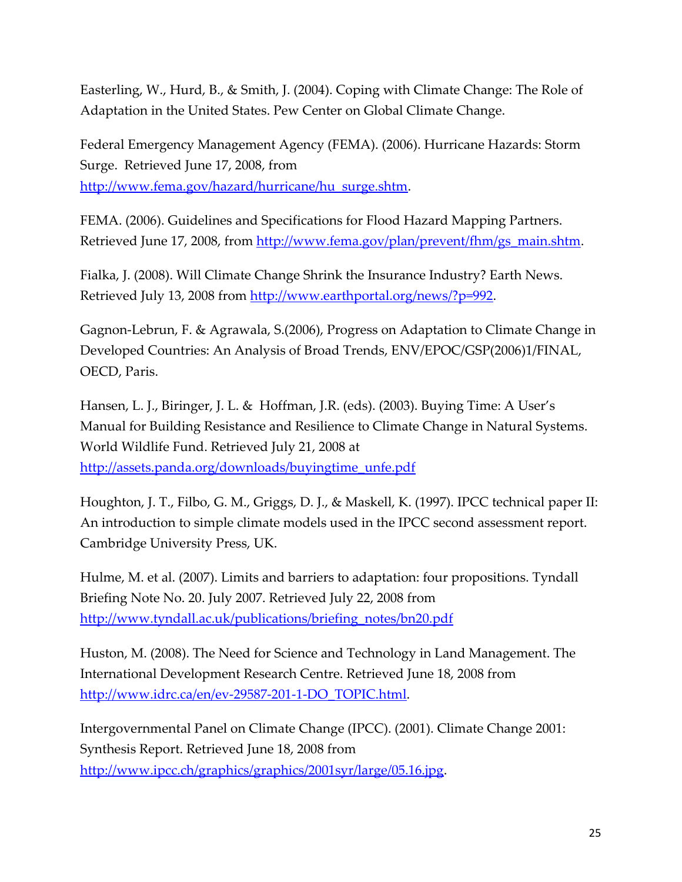Easterling, W., Hurd, B., & Smith, J. (2004). Coping with Climate Change: The Role of Adaptation in the United States. Pew Center on Global Climate Change.

Federal Emergency Management Agency (FEMA). (2006). Hurricane Hazards: Storm Surge. Retrieved June 17, 2008, from http://www.fema.gov/hazard/hurricane/hu_surge.shtm.

FEMA. (2006). Guidelines and Specifications for Flood Hazard Mapping Partners. Retrieved June 17, 2008, from http://www.fema.gov/plan/prevent/fhm/gs_main.shtm.

Fialka, J. (2008). Will Climate Change Shrink the Insurance Industry? Earth News. Retrieved July 13, 2008 from http://www.earthportal.org/news/?p=992.

Gagnon-Lebrun, F. & Agrawala, S.(2006), Progress on Adaptation to Climate Change in Developed Countries: An Analysis of Broad Trends, ENV/EPOC/GSP(2006)1/FINAL, OECD, Paris.

Hansen, L. J., Biringer, J. L. & Hoffman, J.R. (eds). (2003). Buying Time: A User's Manual for Building Resistance and Resilience to Climate Change in Natural Systems. World Wildlife Fund. Retrieved July 21, 2008 at http://assets.panda.org/downloads/buyingtime_unfe.pdf

Houghton, J. T., Filbo, G. M., Griggs, D. J., & Maskell, K. (1997). IPCC technical paper II: An introduction to simple climate models used in the IPCC second assessment report. Cambridge University Press, UK.

Hulme, M. et al. (2007). Limits and barriers to adaptation: four propositions. Tyndall Briefing Note No. 20. July 2007. Retrieved July 22, 2008 from http://www.tyndall.ac.uk/publications/briefing_notes/bn20.pdf

Huston, M. (2008). The Need for Science and Technology in Land Management. The International Development Research Centre. Retrieved June 18, 2008 from http://www.idrc.ca/en/ev-29587-201-1-DO_TOPIC.html.

Intergovernmental Panel on Climate Change (IPCC). (2001). Climate Change 2001: Synthesis Report. Retrieved June 18, 2008 from http://www.ipcc.ch/graphics/graphics/2001syr/large/05.16.jpg.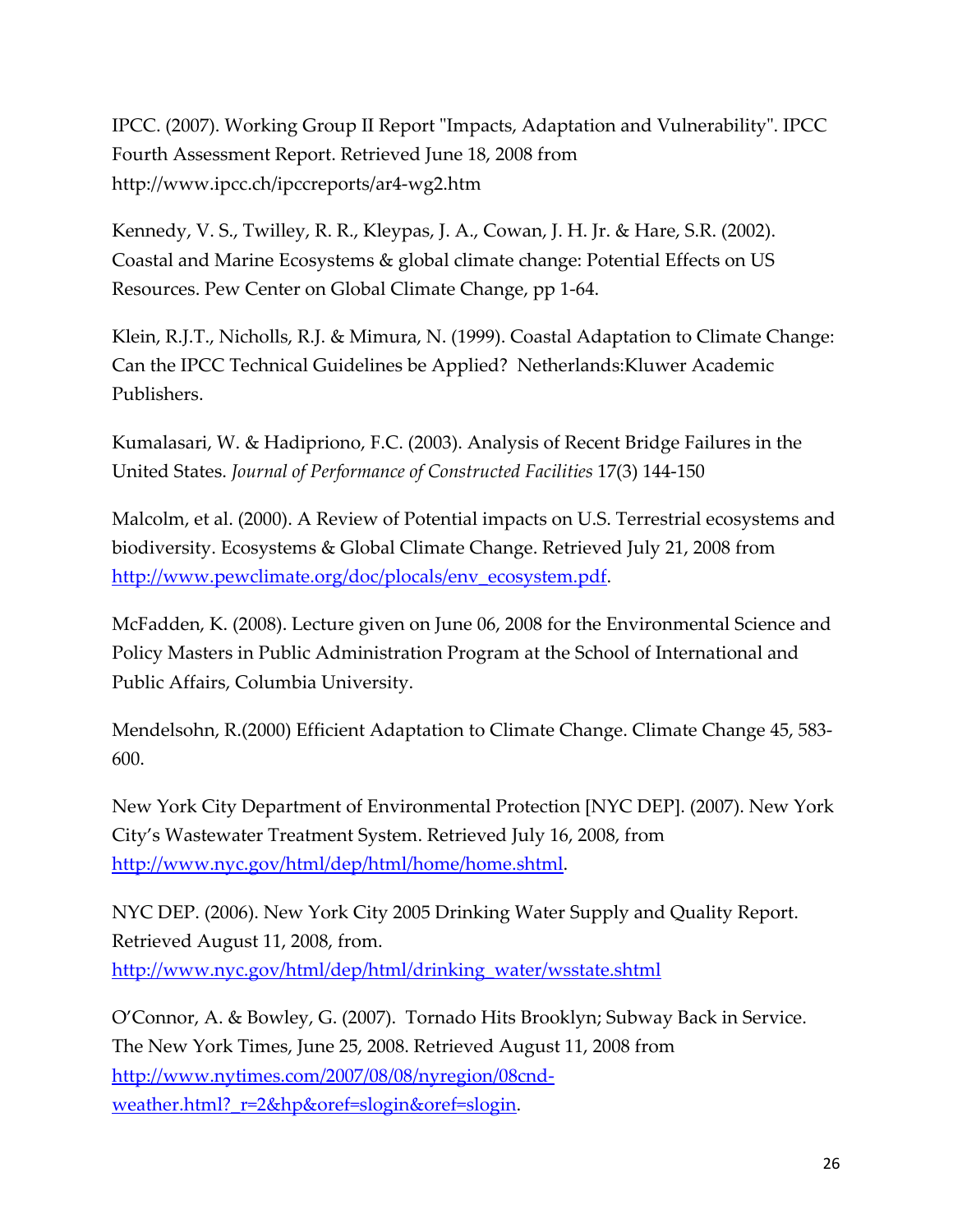IPCC. (2007). Working Group II Report "Impacts, Adaptation and Vulnerability". IPCC Fourth Assessment Report. Retrieved June 18, 2008 from http://www.ipcc.ch/ipccreports/ar4-wg2.htm

Kennedy, V. S., Twilley, R. R., Kleypas, J. A., Cowan, J. H. Jr. & Hare, S.R. (2002). Coastal and Marine Ecosystems & global climate change: Potential Effects on US Resources. Pew Center on Global Climate Change, pp 1-64.

Klein, R.J.T., Nicholls, R.J. & Mimura, N. (1999). Coastal Adaptation to Climate Change: Can the IPCC Technical Guidelines be Applied? Netherlands:Kluwer Academic Publishers.

Kumalasari, W. & Hadipriono, F.C. (2003). Analysis of Recent Bridge Failures in the United States. *Journal of Performance of Constructed Facilities* 17(3) 144-150

Malcolm, et al. (2000). A Review of Potential impacts on U.S. Terrestrial ecosystems and biodiversity. Ecosystems & Global Climate Change. Retrieved July 21, 2008 from http://www.pewclimate.org/doc/plocals/env_ecosystem.pdf.

McFadden, K. (2008). Lecture given on June 06, 2008 for the Environmental Science and Policy Masters in Public Administration Program at the School of International and Public Affairs, Columbia University.

Mendelsohn, R.(2000) Efficient Adaptation to Climate Change. Climate Change 45, 583-600.

New York City Department of Environmental Protection [NYC DEP]. (2007). New York City's Wastewater Treatment System. Retrieved July 16, 2008, from http://www.nyc.gov/html/dep/html/home/home.shtml.

NYC DEP. (2006). New York City 2005 Drinking Water Supply and Quality Report. Retrieved August 11, 2008, from. http://www.nyc.gov/html/dep/html/drinking_water/wsstate.shtml

O'Connor, A. & Bowley, G. (2007). Tornado Hits Brooklyn; Subway Back in Service. The New York Times, June 25, 2008. Retrieved August 11, 2008 from http://www.nytimes.com/2007/08/08/nyregion/08cnd-weather.html?_r=2&hp&oref=slogin&oref=slogin.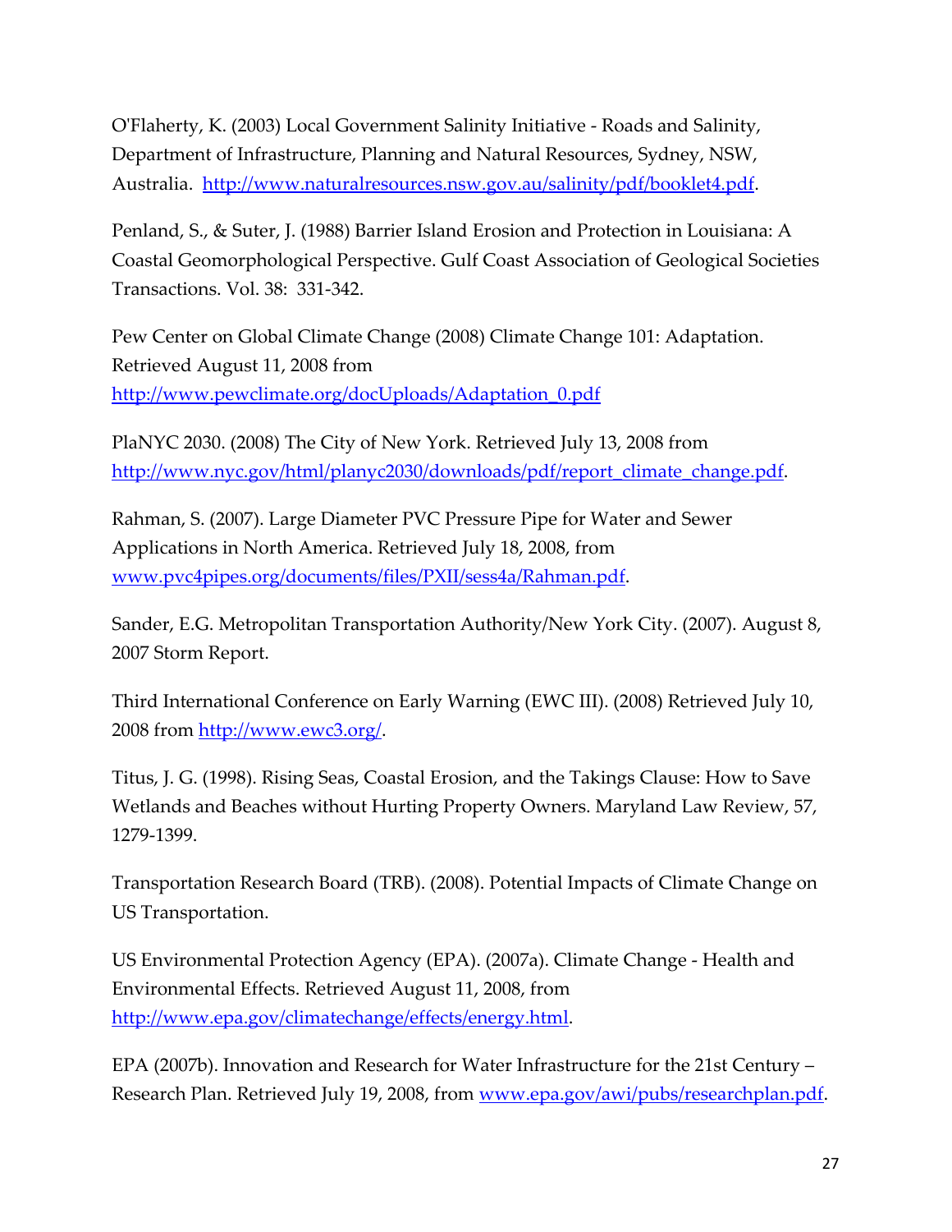O'Flaherty, K. (2003) Local Government Salinity Initiative - Roads and Salinity, Department of Infrastructure, Planning and Natural Resources, Sydney, NSW, Australia. http://www.naturalresources.nsw.gov.au/salinity/pdf/booklet4.pdf.

Penland, S., & Suter, J. (1988) Barrier Island Erosion and Protection in Louisiana: A Coastal Geomorphological Perspective. Gulf Coast Association of Geological Societies Transactions. Vol. 38: 331-342.

Pew Center on Global Climate Change (2008) Climate Change 101: Adaptation. Retrieved August 11, 2008 from http://www.pewclimate.org/docUploads/Adaptation_0.pdf

PlaNYC 2030. (2008) The City of New York. Retrieved July 13, 2008 from http://www.nyc.gov/html/planyc2030/downloads/pdf/report_climate_change.pdf.

Rahman, S. (2007). Large Diameter PVC Pressure Pipe for Water and Sewer Applications in North America. Retrieved July 18, 2008, from www.pvc4pipes.org/documents/files/PXII/sess4a/Rahman.pdf.

Sander, E.G. Metropolitan Transportation Authority/New York City. (2007). August 8, 2007 Storm Report.

Third International Conference on Early Warning (EWC III). (2008) Retrieved July 10, 2008 from http://www.ewc3.org/.

Titus, J. G. (1998). Rising Seas, Coastal Erosion, and the Takings Clause: How to Save Wetlands and Beaches without Hurting Property Owners. Maryland Law Review, 57, 1279-1399.

Transportation Research Board (TRB). (2008). Potential Impacts of Climate Change on US Transportation.

US Environmental Protection Agency (EPA). (2007a). Climate Change - Health and Environmental Effects. Retrieved August 11, 2008, from http://www.epa.gov/climatechange/effects/energy.html.

EPA (2007b). Innovation and Research for Water Infrastructure for the 21st Century – Research Plan. Retrieved July 19, 2008, from www.epa.gov/awi/pubs/researchplan.pdf.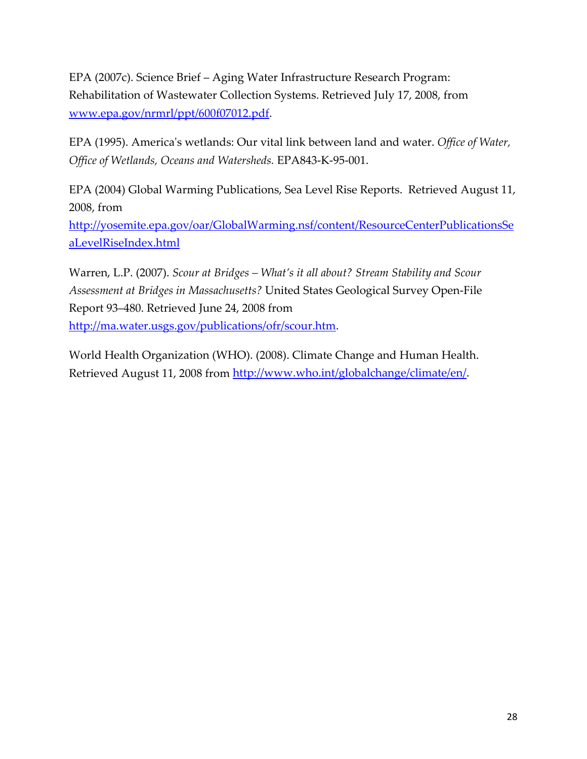EPA (2007c). Science Brief – Aging Water Infrastructure Research Program: Rehabilitation of Wastewater Collection Systems. Retrieved July 17, 2008, from [www.epa.gov/nrmrl/ppt/600f07012.pdf](www.epa.gov/nrmrl/ppt/600f07012.pdf).

EPA (1995). America's wetlands: Our vital link between land and water. *Office of Water, Office of Wetlands, Oceans and Watersheds.* EPA843-K-95-001.

EPA (2004) Global Warming Publications, Sea Level Rise Reports. Retrieved August 11, 2008, from [http://yosemite.epa.gov/oar/GlobalWarming.nsf/content/ResourceCenterPublicationsSeaLevelRiseIndex.html](http://yosemite.epa.gov/oar/GlobalWarming.nsf/content/ResourceCenterPublicationsSeaLevelRiseIndex.html)

Warren, L.P. (2007). *Scour at Bridges – What's it all about? Stream Stability and Scour Assessment at Bridges in Massachusetts?* United States Geological Survey Open-File Report 93–480. Retrieved June 24, 2008 from [http://ma.water.usgs.gov/publications/ofr/scour.htm](http://ma.water.usgs.gov/publications/ofr/scour.htm).

World Health Organization (WHO). (2008). Climate Change and Human Health. Retrieved August 11, 2008 from [http://www.who.int/globalchange/climate/en/](http://www.who.int/globalchange/climate/en/).